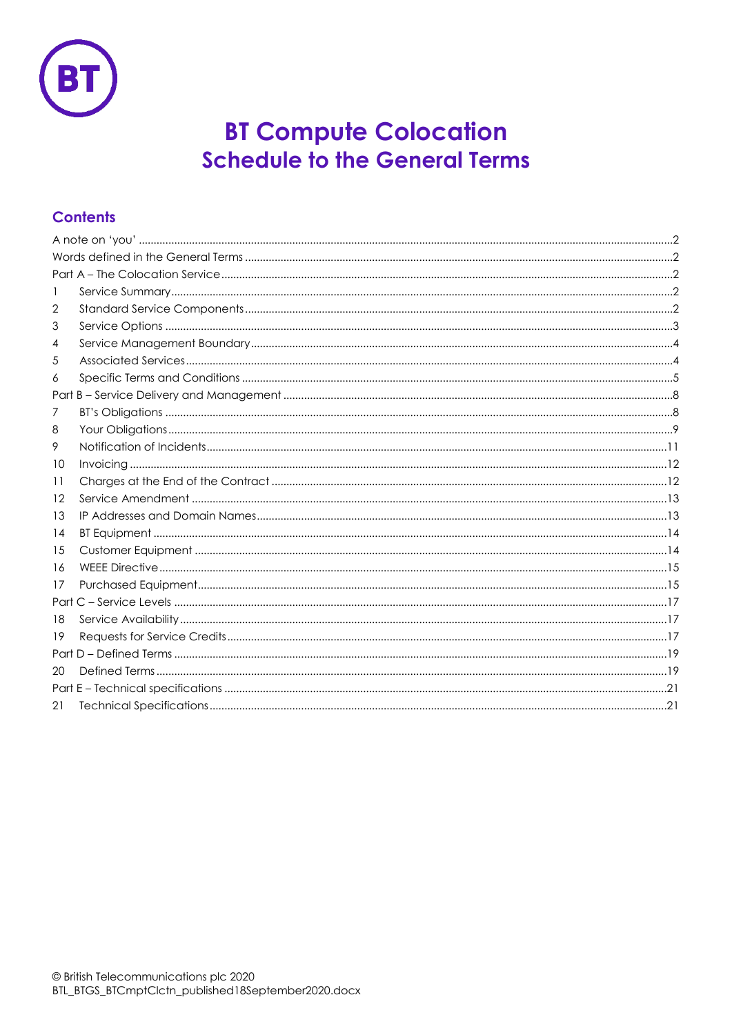# BT Compute Colocation
## Schedule to the General Terms

### Contents

A note on 'you' .....2
Words defined in the General Terms .....2
Part A – The Colocation Service .....2
1 Service Summary .....2
2 Standard Service Components .....2
3 Service Options .....3
4 Service Management Boundary .....4
5 Associated Services .....4
6 Specific Terms and Conditions .....5
Part B – Service Delivery and Management .....8
7 BT's Obligations .....8
8 Your Obligations .....9
9 Notification of Incidents .....11
10 Invoicing .....12
11 Charges at the End of the Contract .....12
12 Service Amendment .....13
13 IP Addresses and Domain Names .....13
14 BT Equipment .....14
15 Customer Equipment .....14
16 WEEE Directive .....15
17 Purchased Equipment .....15
Part C – Service Levels .....17
18 Service Availability .....17
19 Requests for Service Credits .....17
Part D – Defined Terms .....19
20 Defined Terms .....19
Part E – Technical specifications .....21
21 Technical Specifications .....21

© British Telecommunications plc 2020
BTL_BTGS_BTCmptClctn_published18September2020.docx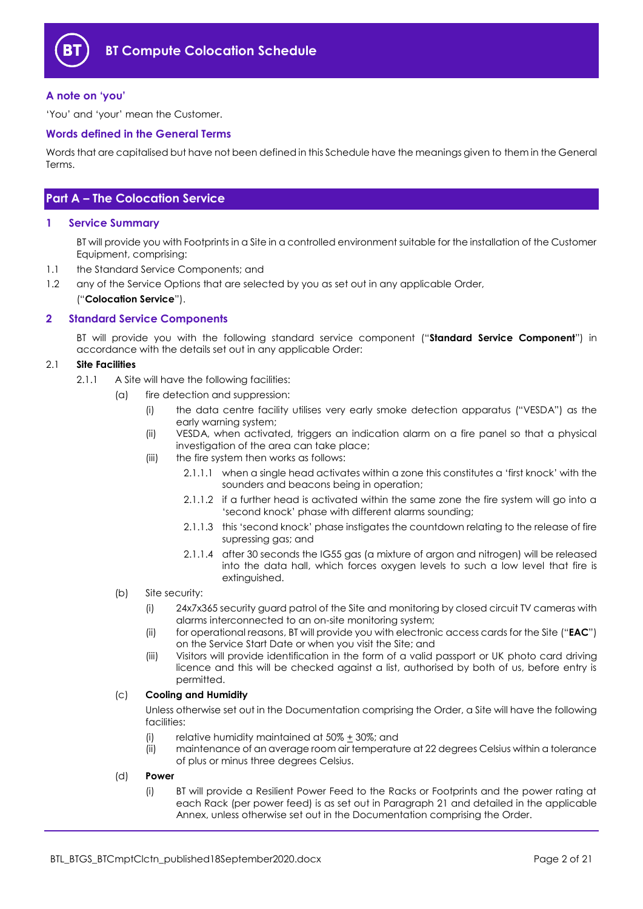# BT Compute Colocation Schedule

### A note on 'you'

'You' and 'your' mean the Customer.

### Words defined in the General Terms

Words that are capitalised but have not been defined in this Schedule have the meanings given to them in the General Terms.

## Part A – The Colocation Service

### 1 Service Summary

BT will provide you with Footprints in a Site in a controlled environment suitable for the installation of the Customer Equipment, comprising:

1.1 the Standard Service Components; and

1.2 any of the Service Options that are selected by you as set out in any applicable Order,

("**Colocation Service**").

### 2 Standard Service Components

BT will provide you with the following standard service component ("**Standard Service Component**") in accordance with the details set out in any applicable Order:

2.1 **Site Facilities**

2.1.1 A Site will have the following facilities:

(a) fire detection and suppression:

(i) the data centre facility utilises very early smoke detection apparatus ("VESDA") as the early warning system;

(ii) VESDA, when activated, triggers an indication alarm on a fire panel so that a physical investigation of the area can take place;

(iii) the fire system then works as follows:

2.1.1.1 when a single head activates within a zone this constitutes a 'first knock' with the sounders and beacons being in operation;

2.1.1.2 if a further head is activated within the same zone the fire system will go into a 'second knock' phase with different alarms sounding;

2.1.1.3 this 'second knock' phase instigates the countdown relating to the release of fire supressing gas; and

2.1.1.4 after 30 seconds the IG55 gas (a mixture of argon and nitrogen) will be released into the data hall, which forces oxygen levels to such a low level that fire is extinguished.

(b) Site security:

(i) 24x7x365 security guard patrol of the Site and monitoring by closed circuit TV cameras with alarms interconnected to an on-site monitoring system;

(ii) for operational reasons, BT will provide you with electronic access cards for the Site ("**EAC**") on the Service Start Date or when you visit the Site; and

(iii) Visitors will provide identification in the form of a valid passport or UK photo card driving licence and this will be checked against a list, authorised by both of us, before entry is permitted.

(c) **Cooling and Humidity**

Unless otherwise set out in the Documentation comprising the Order, a Site will have the following facilities:

(i) relative humidity maintained at 50% ± 30%; and

(ii) maintenance of an average room air temperature at 22 degrees Celsius within a tolerance of plus or minus three degrees Celsius.

(d) **Power**

(i) BT will provide a Resilient Power Feed to the Racks or Footprints and the power rating at each Rack (per power feed) is as set out in Paragraph 21 and detailed in the applicable Annex, unless otherwise set out in the Documentation comprising the Order.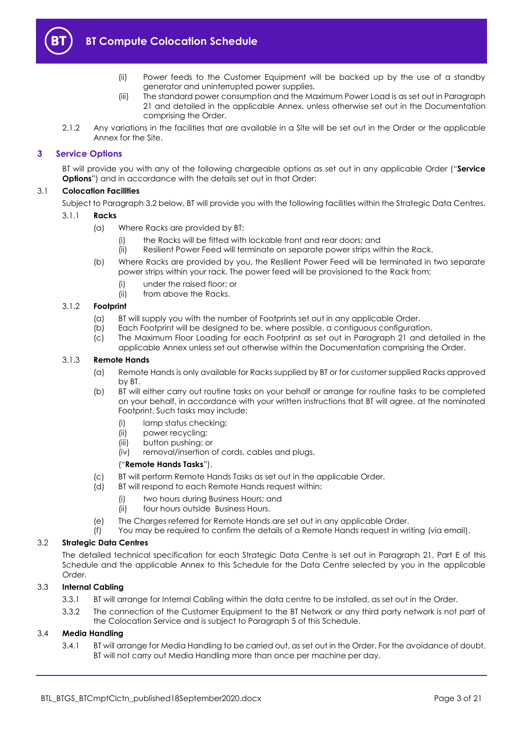(ii) Power feeds to the Customer Equipment will be backed up by the use of a standby generator and uninterrupted power supplies.

(iii) The standard power consumption and the Maximum Power Load is as set out in Paragraph 21 and detailed in the applicable Annex, unless otherwise set out in the Documentation comprising the Order.

2.1.2 Any variations in the facilities that are available in a Site will be set out in the Order or the applicable Annex for the Site.

## 3 Service Options

BT will provide you with any of the following chargeable options as set out in any applicable Order ("**Service Options**") and in accordance with the details set out in that Order:

### 3.1 Colocation Facilities

Subject to Paragraph 3.2 below, BT will provide you with the following facilities within the Strategic Data Centres.

#### 3.1.1 Racks

(a) Where Racks are provided by BT:

(i) the Racks will be fitted with lockable front and rear doors; and

(ii) Resilient Power Feed will terminate on separate power strips within the Rack.

(b) Where Racks are provided by you, the Resilient Power Feed will be terminated in two separate power strips within your rack. The power feed will be provisioned to the Rack from:

(i) under the raised floor; or

(ii) from above the Racks.

#### 3.1.2 Footprint

(a) BT will supply you with the number of Footprints set out in any applicable Order.

(b) Each Footprint will be designed to be, where possible, a contiguous configuration.

(c) The Maximum Floor Loading for each Footprint as set out in Paragraph 21 and detailed in the applicable Annex unless set out otherwise within the Documentation comprising the Order.

#### 3.1.3 Remote Hands

(a) Remote Hands is only available for Racks supplied by BT or for customer supplied Racks approved by BT.

(b) BT will either carry out routine tasks on your behalf or arrange for routine tasks to be completed on your behalf, in accordance with your written instructions that BT will agree, at the nominated Footprint. Such tasks may include:

(i) lamp status checking;

(ii) power recycling;

(iii) button pushing; or

(iv) removal/insertion of cords, cables and plugs,

("**Remote Hands Tasks**").

(c) BT will perform Remote Hands Tasks as set out in the applicable Order.

(d) BT will respond to each Remote Hands request within:

(i) two hours during Business Hours; and

(ii) four hours outside Business Hours.

(e) The Charges referred for Remote Hands are set out in any applicable Order.

(f) You may be required to confirm the details of a Remote Hands request in writing (via email).

### 3.2 Strategic Data Centres

The detailed technical specification for each Strategic Data Centre is set out in Paragraph 21, Part E of this Schedule and the applicable Annex to this Schedule for the Data Centre selected by you in the applicable Order.

### 3.3 Internal Cabling

3.3.1 BT will arrange for Internal Cabling within the data centre to be installed, as set out in the Order.

3.3.2 The connection of the Customer Equipment to the BT Network or any third party network is not part of the Colocation Service and is subject to Paragraph 5 of this Schedule.

### 3.4 Media Handling

3.4.1 BT will arrange for Media Handling to be carried out, as set out in the Order. For the avoidance of doubt, BT will not carry out Media Handling more than once per machine per day.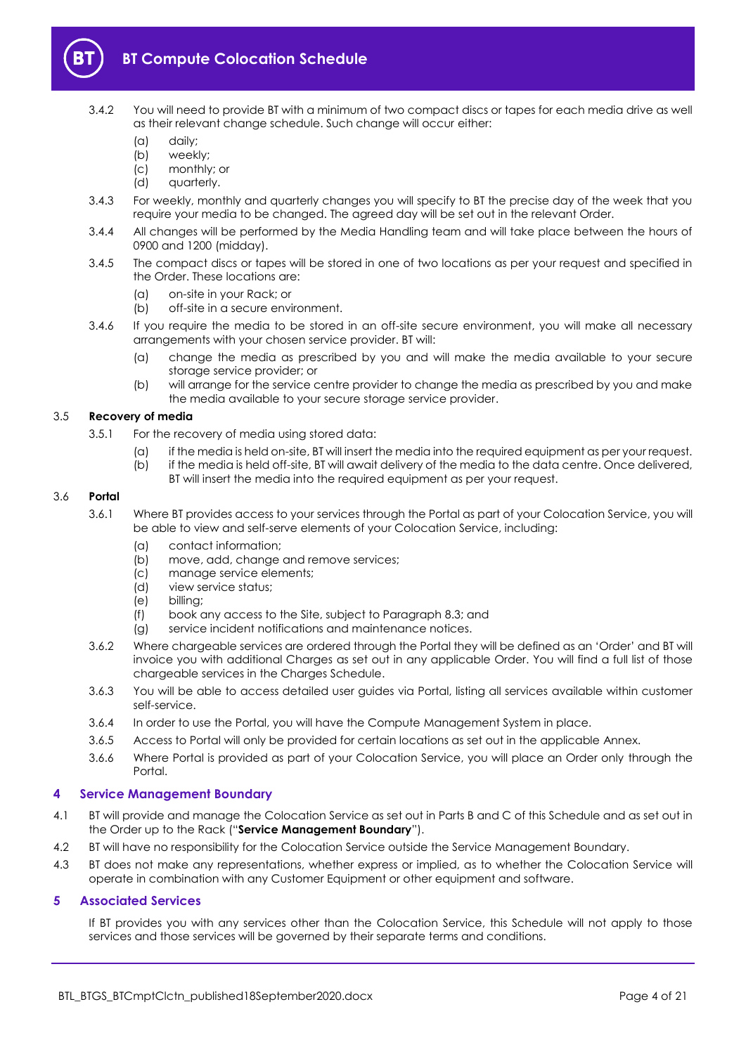3.4.2 You will need to provide BT with a minimum of two compact discs or tapes for each media drive as well as their relevant change schedule. Such change will occur either:

(a) daily;
(b) weekly;
(c) monthly; or
(d) quarterly.

3.4.3 For weekly, monthly and quarterly changes you will specify to BT the precise day of the week that you require your media to be changed. The agreed day will be set out in the relevant Order.

3.4.4 All changes will be performed by the Media Handling team and will take place between the hours of 0900 and 1200 (midday).

3.4.5 The compact discs or tapes will be stored in one of two locations as per your request and specified in the Order. These locations are:

(a) on-site in your Rack; or
(b) off-site in a secure environment.

3.4.6 If you require the media to be stored in an off-site secure environment, you will make all necessary arrangements with your chosen service provider. BT will:

(a) change the media as prescribed by you and will make the media available to your secure storage service provider; or
(b) will arrange for the service centre provider to change the media as prescribed by you and make the media available to your secure storage service provider.

### 3.5 Recovery of media

3.5.1 For the recovery of media using stored data:

(a) if the media is held on-site, BT will insert the media into the required equipment as per your request.
(b) if the media is held off-site, BT will await delivery of the media to the data centre. Once delivered, BT will insert the media into the required equipment as per your request.

### 3.6 Portal

3.6.1 Where BT provides access to your services through the Portal as part of your Colocation Service, you will be able to view and self-serve elements of your Colocation Service, including:

(a) contact information;
(b) move, add, change and remove services;
(c) manage service elements;
(d) view service status;
(e) billing;
(f) book any access to the Site, subject to Paragraph 8.3; and
(g) service incident notifications and maintenance notices.

3.6.2 Where chargeable services are ordered through the Portal they will be defined as an 'Order' and BT will invoice you with additional Charges as set out in any applicable Order. You will find a full list of those chargeable services in the Charges Schedule.

3.6.3 You will be able to access detailed user guides via Portal, listing all services available within customer self-service.

3.6.4 In order to use the Portal, you will have the Compute Management System in place.

3.6.5 Access to Portal will only be provided for certain locations as set out in the applicable Annex.

3.6.6 Where Portal is provided as part of your Colocation Service, you will place an Order only through the Portal.

## 4 Service Management Boundary

4.1 BT will provide and manage the Colocation Service as set out in Parts B and C of this Schedule and as set out in the Order up to the Rack ("**Service Management Boundary**").

4.2 BT will have no responsibility for the Colocation Service outside the Service Management Boundary.

4.3 BT does not make any representations, whether express or implied, as to whether the Colocation Service will operate in combination with any Customer Equipment or other equipment and software.

## 5 Associated Services

If BT provides you with any services other than the Colocation Service, this Schedule will not apply to those services and those services will be governed by their separate terms and conditions.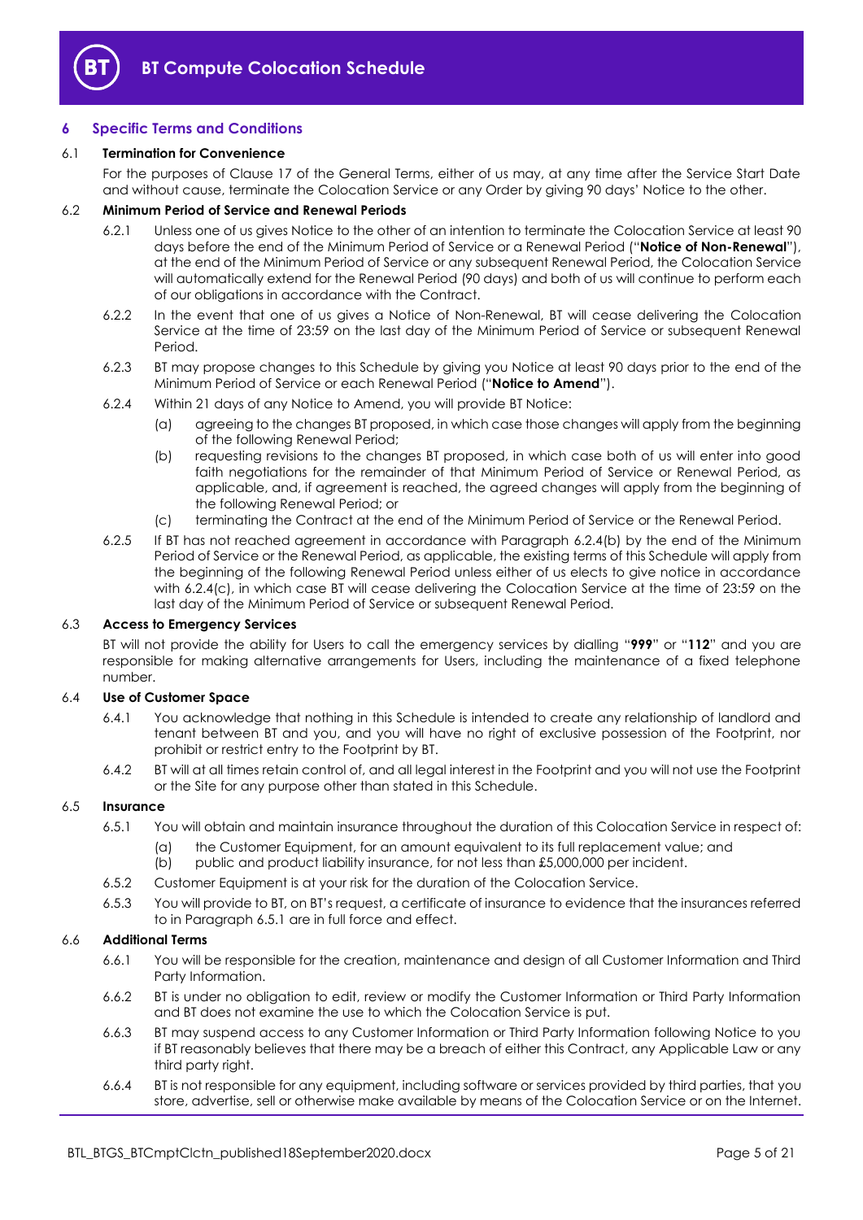## 6 Specific Terms and Conditions

### 6.1 Termination for Convenience

For the purposes of Clause 17 of the General Terms, either of us may, at any time after the Service Start Date and without cause, terminate the Colocation Service or any Order by giving 90 days' Notice to the other.

### 6.2 Minimum Period of Service and Renewal Periods

6.2.1 Unless one of us gives Notice to the other of an intention to terminate the Colocation Service at least 90 days before the end of the Minimum Period of Service or a Renewal Period ("**Notice of Non-Renewal**"), at the end of the Minimum Period of Service or any subsequent Renewal Period, the Colocation Service will automatically extend for the Renewal Period (90 days) and both of us will continue to perform each of our obligations in accordance with the Contract.

6.2.2 In the event that one of us gives a Notice of Non-Renewal, BT will cease delivering the Colocation Service at the time of 23:59 on the last day of the Minimum Period of Service or subsequent Renewal Period.

6.2.3 BT may propose changes to this Schedule by giving you Notice at least 90 days prior to the end of the Minimum Period of Service or each Renewal Period ("**Notice to Amend**").

6.2.4 Within 21 days of any Notice to Amend, you will provide BT Notice:

(a) agreeing to the changes BT proposed, in which case those changes will apply from the beginning of the following Renewal Period;

(b) requesting revisions to the changes BT proposed, in which case both of us will enter into good faith negotiations for the remainder of that Minimum Period of Service or Renewal Period, as applicable, and, if agreement is reached, the agreed changes will apply from the beginning of the following Renewal Period; or

(c) terminating the Contract at the end of the Minimum Period of Service or the Renewal Period.

6.2.5 If BT has not reached agreement in accordance with Paragraph 6.2.4(b) by the end of the Minimum Period of Service or the Renewal Period, as applicable, the existing terms of this Schedule will apply from the beginning of the following Renewal Period unless either of us elects to give notice in accordance with 6.2.4(c), in which case BT will cease delivering the Colocation Service at the time of 23:59 on the last day of the Minimum Period of Service or subsequent Renewal Period.

### 6.3 Access to Emergency Services

BT will not provide the ability for Users to call the emergency services by dialling "**999**" or "**112**" and you are responsible for making alternative arrangements for Users, including the maintenance of a fixed telephone number.

### 6.4 Use of Customer Space

6.4.1 You acknowledge that nothing in this Schedule is intended to create any relationship of landlord and tenant between BT and you, and you will have no right of exclusive possession of the Footprint, nor prohibit or restrict entry to the Footprint by BT.

6.4.2 BT will at all times retain control of, and all legal interest in the Footprint and you will not use the Footprint or the Site for any purpose other than stated in this Schedule.

### 6.5 Insurance

6.5.1 You will obtain and maintain insurance throughout the duration of this Colocation Service in respect of:

(a) the Customer Equipment, for an amount equivalent to its full replacement value; and

(b) public and product liability insurance, for not less than £5,000,000 per incident.

6.5.2 Customer Equipment is at your risk for the duration of the Colocation Service.

6.5.3 You will provide to BT, on BT's request, a certificate of insurance to evidence that the insurances referred to in Paragraph 6.5.1 are in full force and effect.

### 6.6 Additional Terms

6.6.1 You will be responsible for the creation, maintenance and design of all Customer Information and Third Party Information.

6.6.2 BT is under no obligation to edit, review or modify the Customer Information or Third Party Information and BT does not examine the use to which the Colocation Service is put.

6.6.3 BT may suspend access to any Customer Information or Third Party Information following Notice to you if BT reasonably believes that there may be a breach of either this Contract, any Applicable Law or any third party right.

6.6.4 BT is not responsible for any equipment, including software or services provided by third parties, that you store, advertise, sell or otherwise make available by means of the Colocation Service or on the Internet.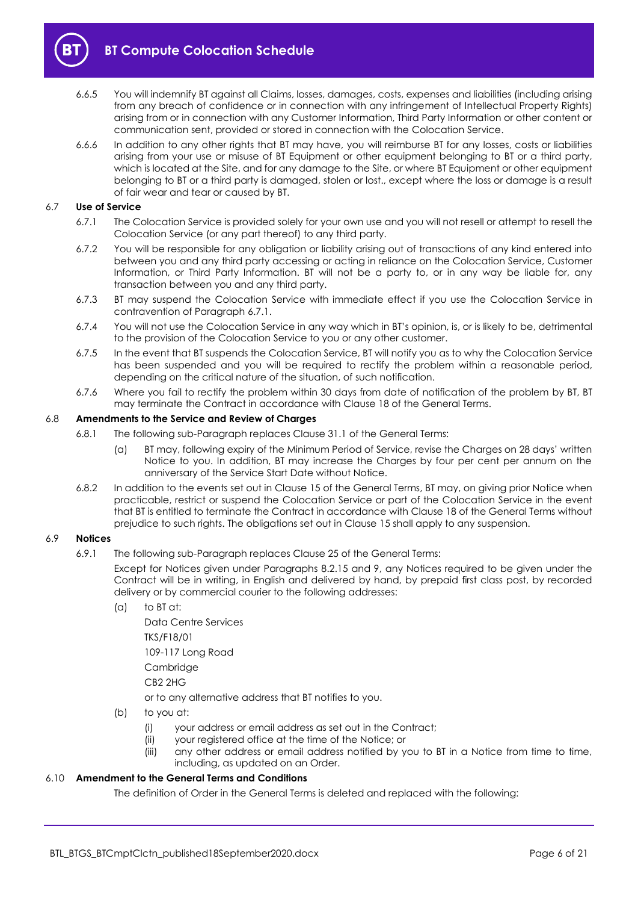6.6.5 You will indemnify BT against all Claims, losses, damages, costs, expenses and liabilities (including arising from any breach of confidence or in connection with any infringement of Intellectual Property Rights) arising from or in connection with any Customer Information, Third Party Information or other content or communication sent, provided or stored in connection with the Colocation Service.

6.6.6 In addition to any other rights that BT may have, you will reimburse BT for any losses, costs or liabilities arising from your use or misuse of BT Equipment or other equipment belonging to BT or a third party, which is located at the Site, and for any damage to the Site, or where BT Equipment or other equipment belonging to BT or a third party is damaged, stolen or lost., except where the loss or damage is a result of fair wear and tear or caused by BT.

6.7 **Use of Service**

6.7.1 The Colocation Service is provided solely for your own use and you will not resell or attempt to resell the Colocation Service (or any part thereof) to any third party.

6.7.2 You will be responsible for any obligation or liability arising out of transactions of any kind entered into between you and any third party accessing or acting in reliance on the Colocation Service, Customer Information, or Third Party Information. BT will not be a party to, or in any way be liable for, any transaction between you and any third party.

6.7.3 BT may suspend the Colocation Service with immediate effect if you use the Colocation Service in contravention of Paragraph 6.7.1.

6.7.4 You will not use the Colocation Service in any way which in BT's opinion, is, or is likely to be, detrimental to the provision of the Colocation Service to you or any other customer.

6.7.5 In the event that BT suspends the Colocation Service, BT will notify you as to why the Colocation Service has been suspended and you will be required to rectify the problem within a reasonable period, depending on the critical nature of the situation, of such notification.

6.7.6 Where you fail to rectify the problem within 30 days from date of notification of the problem by BT, BT may terminate the Contract in accordance with Clause 18 of the General Terms.

6.8 **Amendments to the Service and Review of Charges**

6.8.1 The following sub-Paragraph replaces Clause 31.1 of the General Terms:

(a) BT may, following expiry of the Minimum Period of Service, revise the Charges on 28 days' written Notice to you. In addition, BT may increase the Charges by four per cent per annum on the anniversary of the Service Start Date without Notice.

6.8.2 In addition to the events set out in Clause 15 of the General Terms, BT may, on giving prior Notice when practicable, restrict or suspend the Colocation Service or part of the Colocation Service in the event that BT is entitled to terminate the Contract in accordance with Clause 18 of the General Terms without prejudice to such rights. The obligations set out in Clause 15 shall apply to any suspension.

6.9 **Notices**

6.9.1 The following sub-Paragraph replaces Clause 25 of the General Terms:

Except for Notices given under Paragraphs 8.2.15 and 9, any Notices required to be given under the Contract will be in writing, in English and delivered by hand, by prepaid first class post, by recorded delivery or by commercial courier to the following addresses:

(a) to BT at:

Data Centre Services
TKS/F18/01
109-117 Long Road
Cambridge
CB2 2HG

or to any alternative address that BT notifies to you.

(b) to you at:

(i) your address or email address as set out in the Contract;
(ii) your registered office at the time of the Notice; or
(iii) any other address or email address notified by you to BT in a Notice from time to time, including, as updated on an Order.

6.10 **Amendment to the General Terms and Conditions**

The definition of Order in the General Terms is deleted and replaced with the following: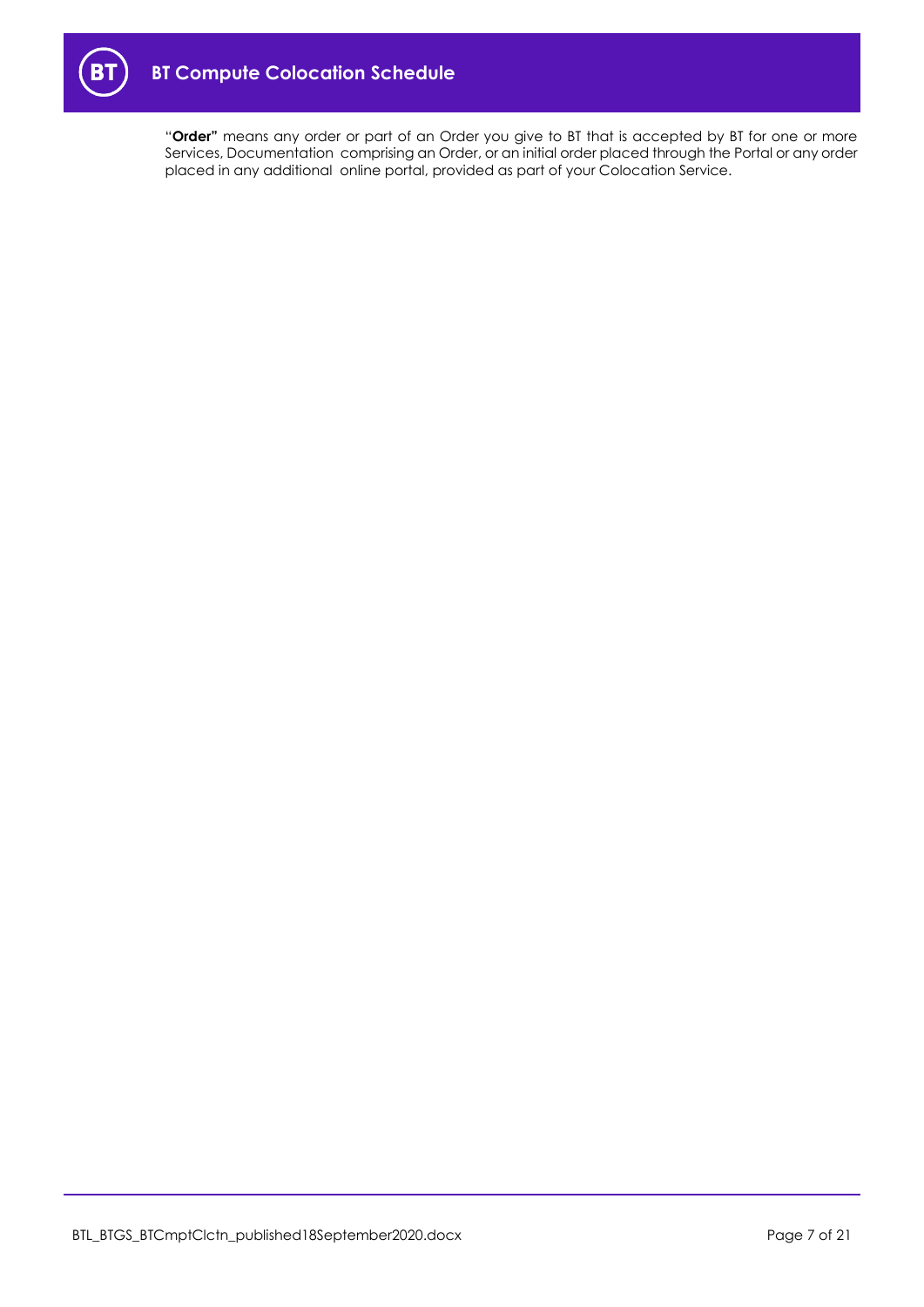"**Order"** means any order or part of an Order you give to BT that is accepted by BT for one or more Services, Documentation comprising an Order, or an initial order placed through the Portal or any order placed in any additional online portal, provided as part of your Colocation Service.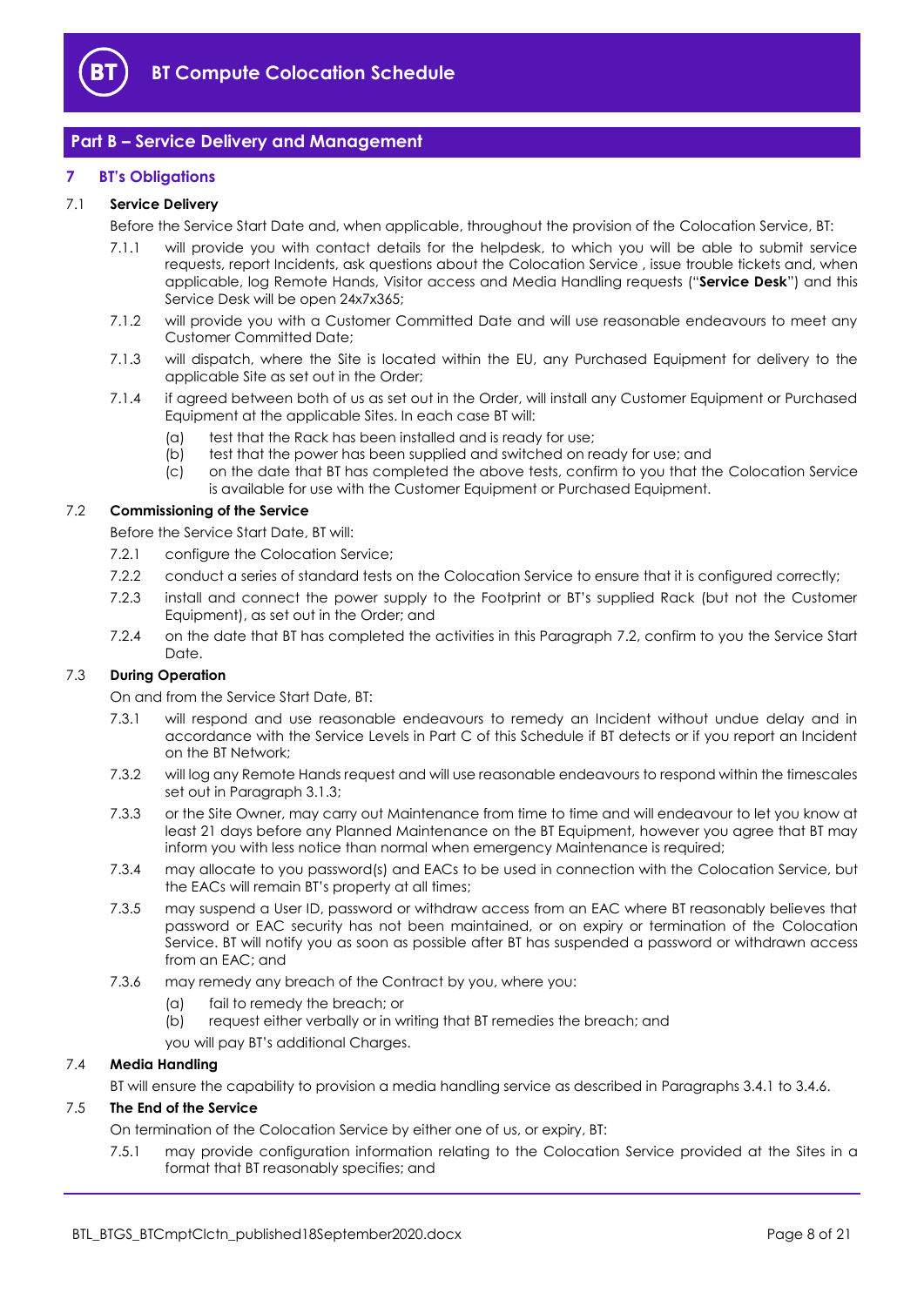## Part B – Service Delivery and Management

### 7 BT's Obligations

7.1 **Service Delivery**

Before the Service Start Date and, when applicable, throughout the provision of the Colocation Service, BT:

7.1.1 will provide you with contact details for the helpdesk, to which you will be able to submit service requests, report Incidents, ask questions about the Colocation Service , issue trouble tickets and, when applicable, log Remote Hands, Visitor access and Media Handling requests ("**Service Desk**") and this Service Desk will be open 24x7x365;

7.1.2 will provide you with a Customer Committed Date and will use reasonable endeavours to meet any Customer Committed Date;

7.1.3 will dispatch, where the Site is located within the EU, any Purchased Equipment for delivery to the applicable Site as set out in the Order;

7.1.4 if agreed between both of us as set out in the Order, will install any Customer Equipment or Purchased Equipment at the applicable Sites. In each case BT will:

(a) test that the Rack has been installed and is ready for use;

(b) test that the power has been supplied and switched on ready for use; and

(c) on the date that BT has completed the above tests, confirm to you that the Colocation Service is available for use with the Customer Equipment or Purchased Equipment.

7.2 **Commissioning of the Service**

Before the Service Start Date, BT will:

7.2.1 configure the Colocation Service;

7.2.2 conduct a series of standard tests on the Colocation Service to ensure that it is configured correctly;

7.2.3 install and connect the power supply to the Footprint or BT's supplied Rack (but not the Customer Equipment), as set out in the Order; and

7.2.4 on the date that BT has completed the activities in this Paragraph 7.2, confirm to you the Service Start Date.

7.3 **During Operation**

On and from the Service Start Date, BT:

7.3.1 will respond and use reasonable endeavours to remedy an Incident without undue delay and in accordance with the Service Levels in Part C of this Schedule if BT detects or if you report an Incident on the BT Network;

7.3.2 will log any Remote Hands request and will use reasonable endeavours to respond within the timescales set out in Paragraph 3.1.3;

7.3.3 or the Site Owner, may carry out Maintenance from time to time and will endeavour to let you know at least 21 days before any Planned Maintenance on the BT Equipment, however you agree that BT may inform you with less notice than normal when emergency Maintenance is required;

7.3.4 may allocate to you password(s) and EACs to be used in connection with the Colocation Service, but the EACs will remain BT's property at all times;

7.3.5 may suspend a User ID, password or withdraw access from an EAC where BT reasonably believes that password or EAC security has not been maintained, or on expiry or termination of the Colocation Service. BT will notify you as soon as possible after BT has suspended a password or withdrawn access from an EAC; and

7.3.6 may remedy any breach of the Contract by you, where you:

(a) fail to remedy the breach; or

(b) request either verbally or in writing that BT remedies the breach; and

you will pay BT's additional Charges.

7.4 **Media Handling**

BT will ensure the capability to provision a media handling service as described in Paragraphs 3.4.1 to 3.4.6.

7.5 **The End of the Service**

On termination of the Colocation Service by either one of us, or expiry, BT:

7.5.1 may provide configuration information relating to the Colocation Service provided at the Sites in a format that BT reasonably specifies; and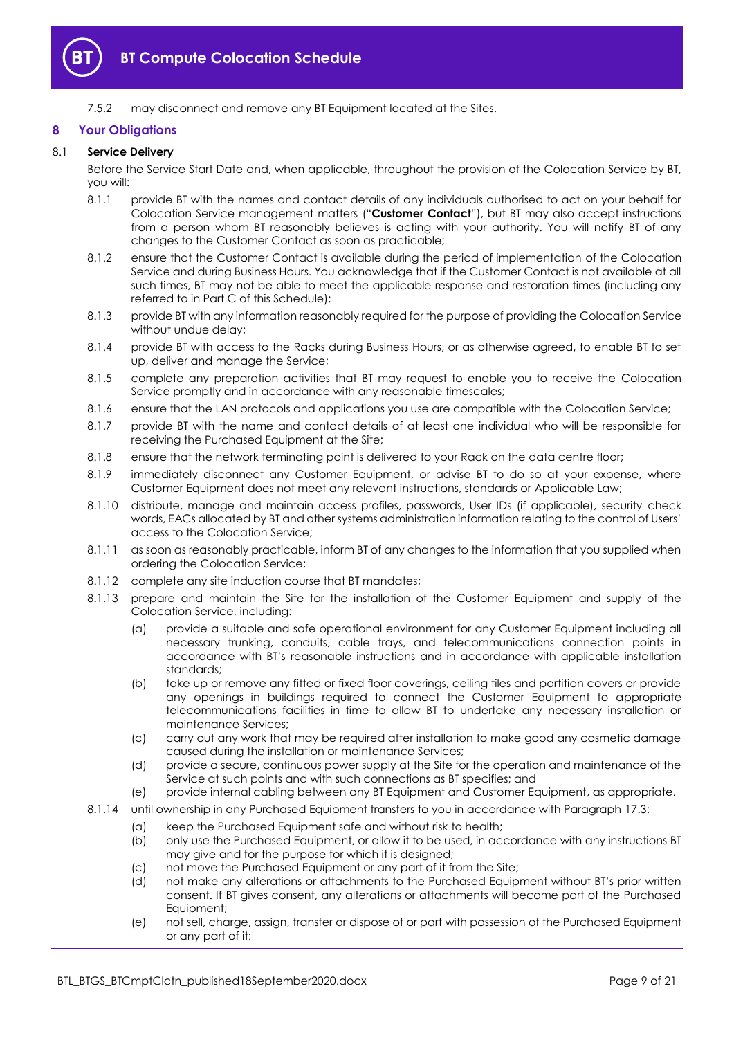7.5.2 may disconnect and remove any BT Equipment located at the Sites.

## 8 Your Obligations

8.1 **Service Delivery**

Before the Service Start Date and, when applicable, throughout the provision of the Colocation Service by BT, you will:

8.1.1 provide BT with the names and contact details of any individuals authorised to act on your behalf for Colocation Service management matters ("**Customer Contact**"), but BT may also accept instructions from a person whom BT reasonably believes is acting with your authority. You will notify BT of any changes to the Customer Contact as soon as practicable;

8.1.2 ensure that the Customer Contact is available during the period of implementation of the Colocation Service and during Business Hours. You acknowledge that if the Customer Contact is not available at all such times, BT may not be able to meet the applicable response and restoration times (including any referred to in Part C of this Schedule);

8.1.3 provide BT with any information reasonably required for the purpose of providing the Colocation Service without undue delay;

8.1.4 provide BT with access to the Racks during Business Hours, or as otherwise agreed, to enable BT to set up, deliver and manage the Service;

8.1.5 complete any preparation activities that BT may request to enable you to receive the Colocation Service promptly and in accordance with any reasonable timescales;

8.1.6 ensure that the LAN protocols and applications you use are compatible with the Colocation Service;

8.1.7 provide BT with the name and contact details of at least one individual who will be responsible for receiving the Purchased Equipment at the Site;

8.1.8 ensure that the network terminating point is delivered to your Rack on the data centre floor;

8.1.9 immediately disconnect any Customer Equipment, or advise BT to do so at your expense, where Customer Equipment does not meet any relevant instructions, standards or Applicable Law;

8.1.10 distribute, manage and maintain access profiles, passwords, User IDs (if applicable), security check words, EACs allocated by BT and other systems administration information relating to the control of Users' access to the Colocation Service;

8.1.11 as soon as reasonably practicable, inform BT of any changes to the information that you supplied when ordering the Colocation Service;

8.1.12 complete any site induction course that BT mandates;

8.1.13 prepare and maintain the Site for the installation of the Customer Equipment and supply of the Colocation Service, including:

(a) provide a suitable and safe operational environment for any Customer Equipment including all necessary trunking, conduits, cable trays, and telecommunications connection points in accordance with BT's reasonable instructions and in accordance with applicable installation standards;

(b) take up or remove any fitted or fixed floor coverings, ceiling tiles and partition covers or provide any openings in buildings required to connect the Customer Equipment to appropriate telecommunications facilities in time to allow BT to undertake any necessary installation or maintenance Services;

(c) carry out any work that may be required after installation to make good any cosmetic damage caused during the installation or maintenance Services;

(d) provide a secure, continuous power supply at the Site for the operation and maintenance of the Service at such points and with such connections as BT specifies; and

(e) provide internal cabling between any BT Equipment and Customer Equipment, as appropriate.

8.1.14 until ownership in any Purchased Equipment transfers to you in accordance with Paragraph 17.3:

(a) keep the Purchased Equipment safe and without risk to health;

(b) only use the Purchased Equipment, or allow it to be used, in accordance with any instructions BT may give and for the purpose for which it is designed;

(c) not move the Purchased Equipment or any part of it from the Site;

(d) not make any alterations or attachments to the Purchased Equipment without BT's prior written consent. If BT gives consent, any alterations or attachments will become part of the Purchased Equipment;

(e) not sell, charge, assign, transfer or dispose of or part with possession of the Purchased Equipment or any part of it;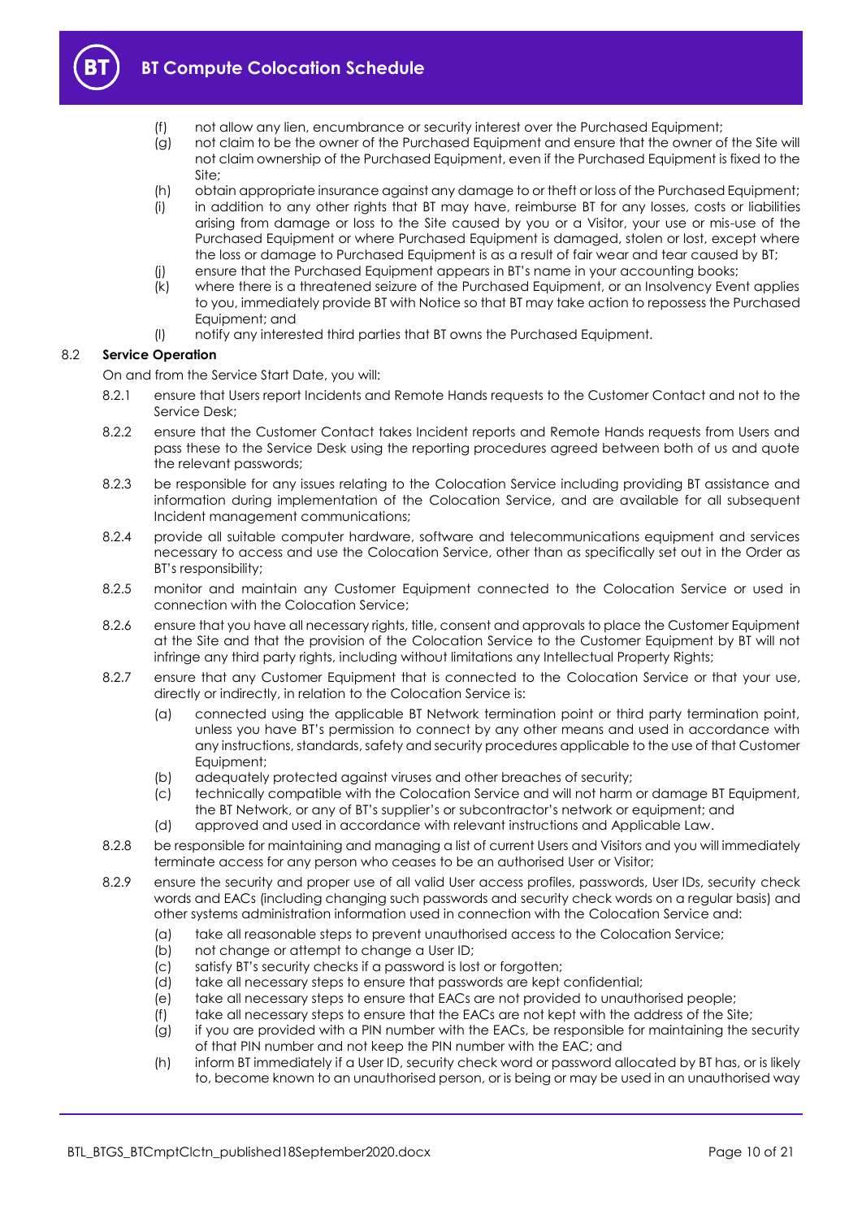(f) not allow any lien, encumbrance or security interest over the Purchased Equipment;

(g) not claim to be the owner of the Purchased Equipment and ensure that the owner of the Site will not claim ownership of the Purchased Equipment, even if the Purchased Equipment is fixed to the Site;

(h) obtain appropriate insurance against any damage to or theft or loss of the Purchased Equipment;

(i) in addition to any other rights that BT may have, reimburse BT for any losses, costs or liabilities arising from damage or loss to the Site caused by you or a Visitor, your use or mis-use of the Purchased Equipment or where Purchased Equipment is damaged, stolen or lost, except where the loss or damage to Purchased Equipment is as a result of fair wear and tear caused by BT;

(j) ensure that the Purchased Equipment appears in BT's name in your accounting books;

(k) where there is a threatened seizure of the Purchased Equipment, or an Insolvency Event applies to you, immediately provide BT with Notice so that BT may take action to repossess the Purchased Equipment; and

(l) notify any interested third parties that BT owns the Purchased Equipment.

### 8.2 Service Operation

On and from the Service Start Date, you will:

8.2.1 ensure that Users report Incidents and Remote Hands requests to the Customer Contact and not to the Service Desk;

8.2.2 ensure that the Customer Contact takes Incident reports and Remote Hands requests from Users and pass these to the Service Desk using the reporting procedures agreed between both of us and quote the relevant passwords;

8.2.3 be responsible for any issues relating to the Colocation Service including providing BT assistance and information during implementation of the Colocation Service, and are available for all subsequent Incident management communications;

8.2.4 provide all suitable computer hardware, software and telecommunications equipment and services necessary to access and use the Colocation Service, other than as specifically set out in the Order as BT's responsibility;

8.2.5 monitor and maintain any Customer Equipment connected to the Colocation Service or used in connection with the Colocation Service;

8.2.6 ensure that you have all necessary rights, title, consent and approvals to place the Customer Equipment at the Site and that the provision of the Colocation Service to the Customer Equipment by BT will not infringe any third party rights, including without limitations any Intellectual Property Rights;

8.2.7 ensure that any Customer Equipment that is connected to the Colocation Service or that your use, directly or indirectly, in relation to the Colocation Service is:

(a) connected using the applicable BT Network termination point or third party termination point, unless you have BT's permission to connect by any other means and used in accordance with any instructions, standards, safety and security procedures applicable to the use of that Customer Equipment;

(b) adequately protected against viruses and other breaches of security;

(c) technically compatible with the Colocation Service and will not harm or damage BT Equipment, the BT Network, or any of BT's supplier's or subcontractor's network or equipment; and

(d) approved and used in accordance with relevant instructions and Applicable Law.

8.2.8 be responsible for maintaining and managing a list of current Users and Visitors and you will immediately terminate access for any person who ceases to be an authorised User or Visitor;

8.2.9 ensure the security and proper use of all valid User access profiles, passwords, User IDs, security check words and EACs (including changing such passwords and security check words on a regular basis) and other systems administration information used in connection with the Colocation Service and:

(a) take all reasonable steps to prevent unauthorised access to the Colocation Service;

(b) not change or attempt to change a User ID;

(c) satisfy BT's security checks if a password is lost or forgotten;

(d) take all necessary steps to ensure that passwords are kept confidential;

(e) take all necessary steps to ensure that EACs are not provided to unauthorised people;

(f) take all necessary steps to ensure that the EACs are not kept with the address of the Site;

(g) if you are provided with a PIN number with the EACs, be responsible for maintaining the security of that PIN number and not keep the PIN number with the EAC; and

(h) inform BT immediately if a User ID, security check word or password allocated by BT has, or is likely to, become known to an unauthorised person, or is being or may be used in an unauthorised way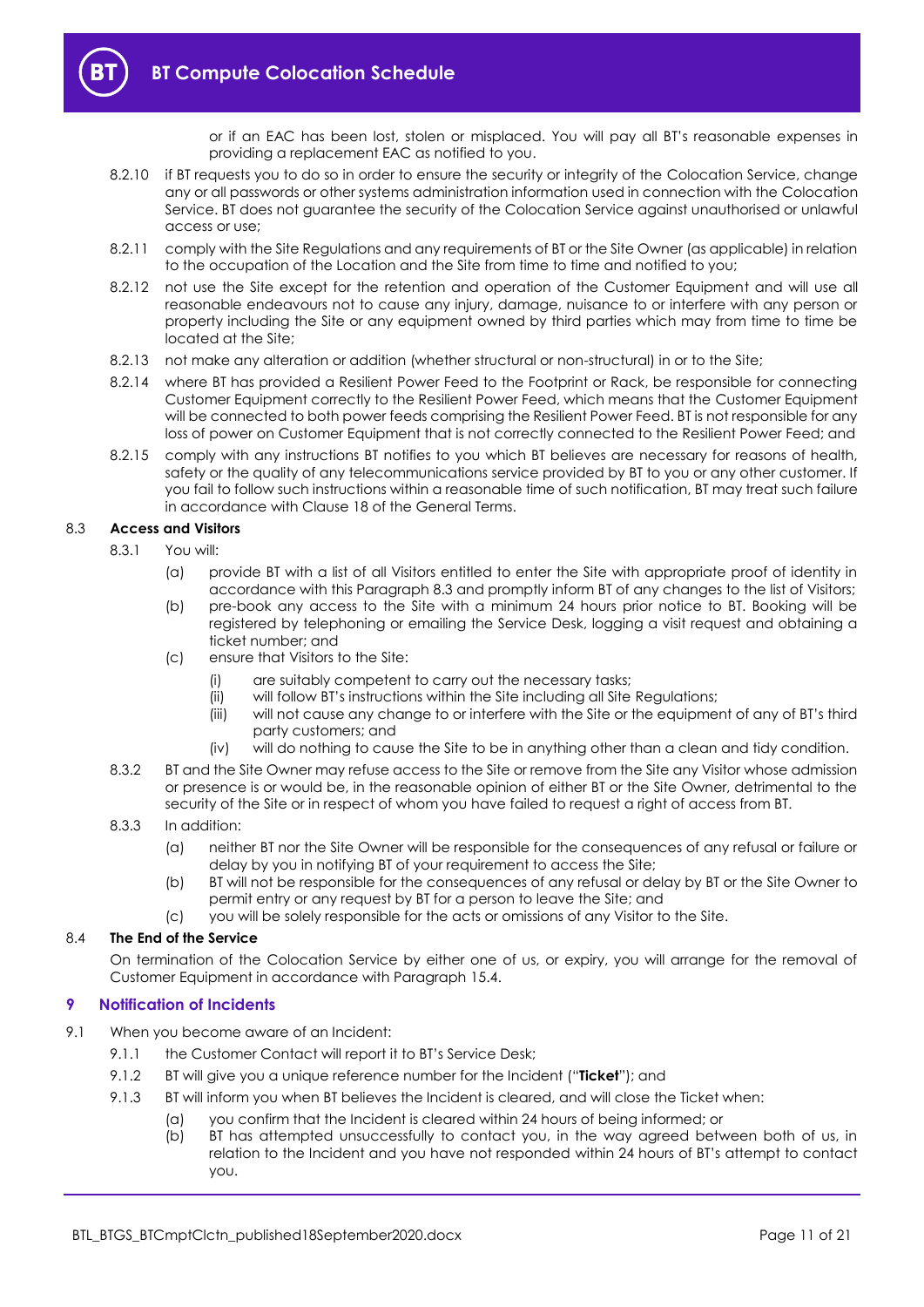or if an EAC has been lost, stolen or misplaced. You will pay all BT's reasonable expenses in providing a replacement EAC as notified to you.

8.2.10 if BT requests you to do so in order to ensure the security or integrity of the Colocation Service, change any or all passwords or other systems administration information used in connection with the Colocation Service. BT does not guarantee the security of the Colocation Service against unauthorised or unlawful access or use;

8.2.11 comply with the Site Regulations and any requirements of BT or the Site Owner (as applicable) in relation to the occupation of the Location and the Site from time to time and notified to you;

8.2.12 not use the Site except for the retention and operation of the Customer Equipment and will use all reasonable endeavours not to cause any injury, damage, nuisance to or interfere with any person or property including the Site or any equipment owned by third parties which may from time to time be located at the Site;

8.2.13 not make any alteration or addition (whether structural or non-structural) in or to the Site;

8.2.14 where BT has provided a Resilient Power Feed to the Footprint or Rack, be responsible for connecting Customer Equipment correctly to the Resilient Power Feed, which means that the Customer Equipment will be connected to both power feeds comprising the Resilient Power Feed. BT is not responsible for any loss of power on Customer Equipment that is not correctly connected to the Resilient Power Feed; and

8.2.15 comply with any instructions BT notifies to you which BT believes are necessary for reasons of health, safety or the quality of any telecommunications service provided by BT to you or any other customer. If you fail to follow such instructions within a reasonable time of such notification, BT may treat such failure in accordance with Clause 18 of the General Terms.

8.3 **Access and Visitors**

8.3.1 You will:

(a) provide BT with a list of all Visitors entitled to enter the Site with appropriate proof of identity in accordance with this Paragraph 8.3 and promptly inform BT of any changes to the list of Visitors;

(b) pre-book any access to the Site with a minimum 24 hours prior notice to BT. Booking will be registered by telephoning or emailing the Service Desk, logging a visit request and obtaining a ticket number; and

(c) ensure that Visitors to the Site:

(i) are suitably competent to carry out the necessary tasks;

(ii) will follow BT's instructions within the Site including all Site Regulations;

(iii) will not cause any change to or interfere with the Site or the equipment of any of BT's third party customers; and

(iv) will do nothing to cause the Site to be in anything other than a clean and tidy condition.

8.3.2 BT and the Site Owner may refuse access to the Site or remove from the Site any Visitor whose admission or presence is or would be, in the reasonable opinion of either BT or the Site Owner, detrimental to the security of the Site or in respect of whom you have failed to request a right of access from BT.

8.3.3 In addition:

(a) neither BT nor the Site Owner will be responsible for the consequences of any refusal or failure or delay by you in notifying BT of your requirement to access the Site;

(b) BT will not be responsible for the consequences of any refusal or delay by BT or the Site Owner to permit entry or any request by BT for a person to leave the Site; and

(c) you will be solely responsible for the acts or omissions of any Visitor to the Site.

8.4 **The End of the Service**

On termination of the Colocation Service by either one of us, or expiry, you will arrange for the removal of Customer Equipment in accordance with Paragraph 15.4.

## 9 Notification of Incidents

9.1 When you become aware of an Incident:

9.1.1 the Customer Contact will report it to BT's Service Desk;

9.1.2 BT will give you a unique reference number for the Incident ("**Ticket**"); and

9.1.3 BT will inform you when BT believes the Incident is cleared, and will close the Ticket when:

(a) you confirm that the Incident is cleared within 24 hours of being informed; or

(b) BT has attempted unsuccessfully to contact you, in the way agreed between both of us, in relation to the Incident and you have not responded within 24 hours of BT's attempt to contact you.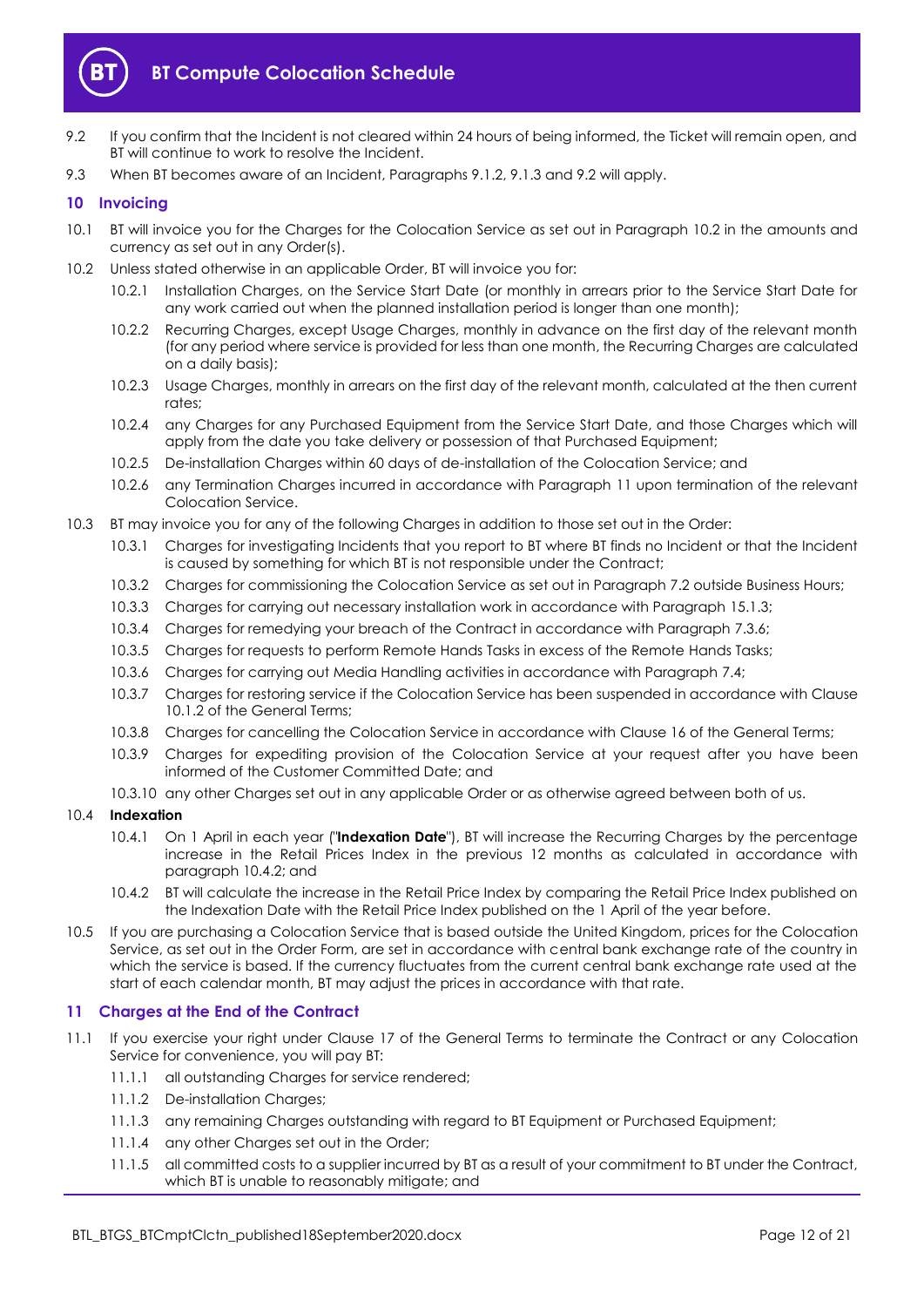9.2 If you confirm that the Incident is not cleared within 24 hours of being informed, the Ticket will remain open, and BT will continue to work to resolve the Incident.

9.3 When BT becomes aware of an Incident, Paragraphs 9.1.2, 9.1.3 and 9.2 will apply.

## 10 Invoicing

10.1 BT will invoice you for the Charges for the Colocation Service as set out in Paragraph 10.2 in the amounts and currency as set out in any Order(s).

10.2 Unless stated otherwise in an applicable Order, BT will invoice you for:

10.2.1 Installation Charges, on the Service Start Date (or monthly in arrears prior to the Service Start Date for any work carried out when the planned installation period is longer than one month);

10.2.2 Recurring Charges, except Usage Charges, monthly in advance on the first day of the relevant month (for any period where service is provided for less than one month, the Recurring Charges are calculated on a daily basis);

10.2.3 Usage Charges, monthly in arrears on the first day of the relevant month, calculated at the then current rates;

10.2.4 any Charges for any Purchased Equipment from the Service Start Date, and those Charges which will apply from the date you take delivery or possession of that Purchased Equipment;

10.2.5 De-installation Charges within 60 days of de-installation of the Colocation Service; and

10.2.6 any Termination Charges incurred in accordance with Paragraph 11 upon termination of the relevant Colocation Service.

10.3 BT may invoice you for any of the following Charges in addition to those set out in the Order:

10.3.1 Charges for investigating Incidents that you report to BT where BT finds no Incident or that the Incident is caused by something for which BT is not responsible under the Contract;

10.3.2 Charges for commissioning the Colocation Service as set out in Paragraph 7.2 outside Business Hours;

10.3.3 Charges for carrying out necessary installation work in accordance with Paragraph 15.1.3;

10.3.4 Charges for remedying your breach of the Contract in accordance with Paragraph 7.3.6;

10.3.5 Charges for requests to perform Remote Hands Tasks in excess of the Remote Hands Tasks;

10.3.6 Charges for carrying out Media Handling activities in accordance with Paragraph 7.4;

10.3.7 Charges for restoring service if the Colocation Service has been suspended in accordance with Clause 10.1.2 of the General Terms;

10.3.8 Charges for cancelling the Colocation Service in accordance with Clause 16 of the General Terms;

10.3.9 Charges for expediting provision of the Colocation Service at your request after you have been informed of the Customer Committed Date; and

10.3.10 any other Charges set out in any applicable Order or as otherwise agreed between both of us.

10.4 **Indexation**

10.4.1 On 1 April in each year ("**Indexation Date**"), BT will increase the Recurring Charges by the percentage increase in the Retail Prices Index in the previous 12 months as calculated in accordance with paragraph 10.4.2; and

10.4.2 BT will calculate the increase in the Retail Price Index by comparing the Retail Price Index published on the Indexation Date with the Retail Price Index published on the 1 April of the year before.

10.5 If you are purchasing a Colocation Service that is based outside the United Kingdom, prices for the Colocation Service, as set out in the Order Form, are set in accordance with central bank exchange rate of the country in which the service is based. If the currency fluctuates from the current central bank exchange rate used at the start of each calendar month, BT may adjust the prices in accordance with that rate.

## 11 Charges at the End of the Contract

11.1 If you exercise your right under Clause 17 of the General Terms to terminate the Contract or any Colocation Service for convenience, you will pay BT:

11.1.1 all outstanding Charges for service rendered;

11.1.2 De-installation Charges;

11.1.3 any remaining Charges outstanding with regard to BT Equipment or Purchased Equipment;

11.1.4 any other Charges set out in the Order;

11.1.5 all committed costs to a supplier incurred by BT as a result of your commitment to BT under the Contract, which BT is unable to reasonably mitigate; and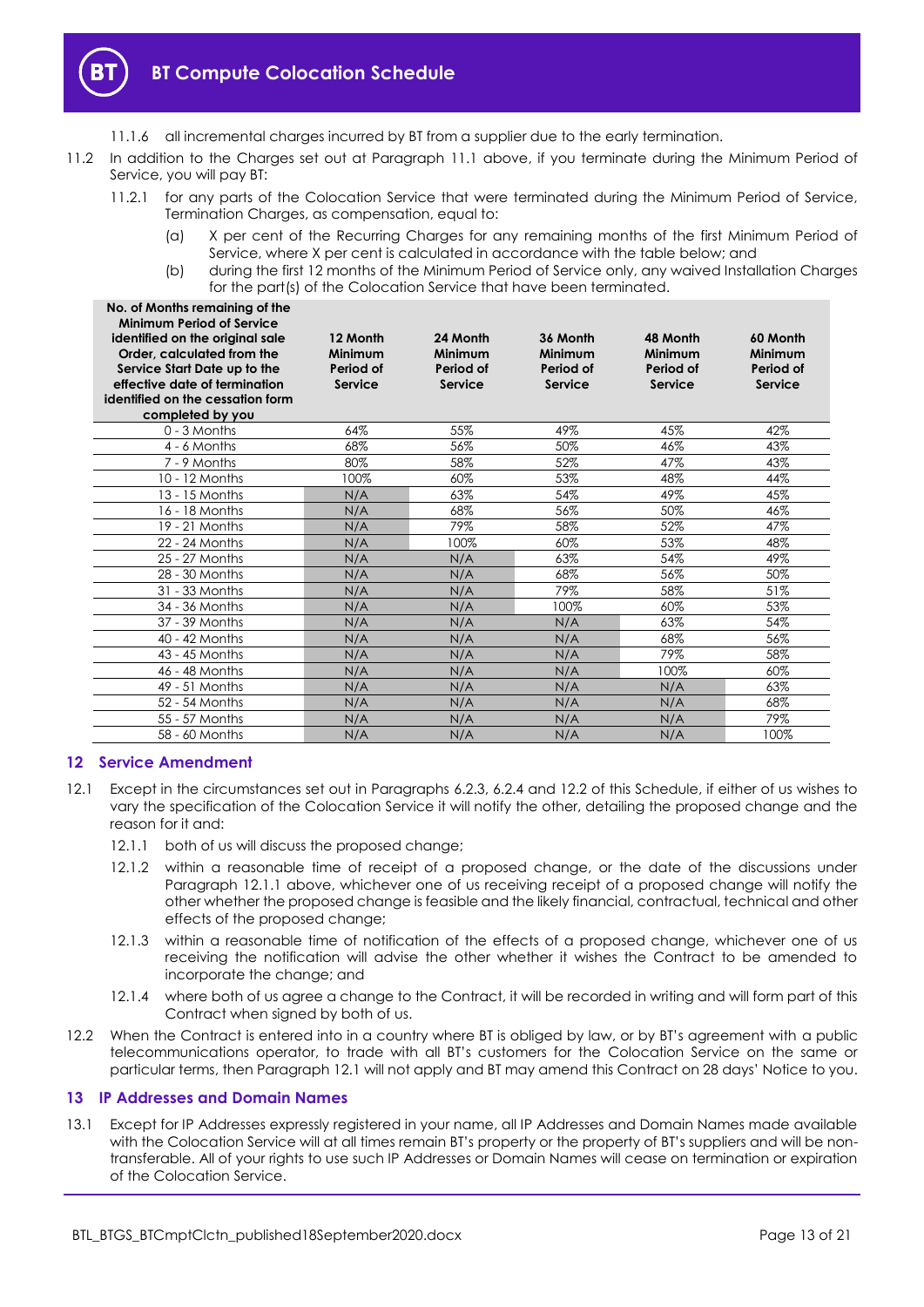11.1.6 all incremental charges incurred by BT from a supplier due to the early termination.

11.2 In addition to the Charges set out at Paragraph 11.1 above, if you terminate during the Minimum Period of Service, you will pay BT:

11.2.1 for any parts of the Colocation Service that were terminated during the Minimum Period of Service, Termination Charges, as compensation, equal to:

(a) X per cent of the Recurring Charges for any remaining months of the first Minimum Period of Service, where X per cent is calculated in accordance with the table below; and

(b) during the first 12 months of the Minimum Period of Service only, any waived Installation Charges for the part(s) of the Colocation Service that have been terminated.

| No. of Months remaining of the Minimum Period of Service identified on the original sale Order, calculated from the Service Start Date up to the effective date of termination identified on the cessation form completed by you | 12 Month Minimum Period of Service | 24 Month Minimum Period of Service | 36 Month Minimum Period of Service | 48 Month Minimum Period of Service | 60 Month Minimum Period of Service |
|---|---|---|---|---|---|
| 0 - 3 Months | 64% | 55% | 49% | 45% | 42% |
| 4 - 6 Months | 68% | 56% | 50% | 46% | 43% |
| 7 - 9 Months | 80% | 58% | 52% | 47% | 43% |
| 10 - 12 Months | 100% | 60% | 53% | 48% | 44% |
| 13 - 15 Months | N/A | 63% | 54% | 49% | 45% |
| 16 - 18 Months | N/A | 68% | 56% | 50% | 46% |
| 19 - 21 Months | N/A | 79% | 58% | 52% | 47% |
| 22 - 24 Months | N/A | 100% | 60% | 53% | 48% |
| 25 - 27 Months | N/A | N/A | 63% | 54% | 49% |
| 28 - 30 Months | N/A | N/A | 68% | 56% | 50% |
| 31 - 33 Months | N/A | N/A | 79% | 58% | 51% |
| 34 - 36 Months | N/A | N/A | 100% | 60% | 53% |
| 37 - 39 Months | N/A | N/A | N/A | 63% | 54% |
| 40 - 42 Months | N/A | N/A | N/A | 68% | 56% |
| 43 - 45 Months | N/A | N/A | N/A | 79% | 58% |
| 46 - 48 Months | N/A | N/A | N/A | 100% | 60% |
| 49 - 51 Months | N/A | N/A | N/A | N/A | 63% |
| 52 - 54 Months | N/A | N/A | N/A | N/A | 68% |
| 55 - 57 Months | N/A | N/A | N/A | N/A | 79% |
| 58 - 60 Months | N/A | N/A | N/A | N/A | 100% |

## 12 Service Amendment

12.1 Except in the circumstances set out in Paragraphs 6.2.3, 6.2.4 and 12.2 of this Schedule, if either of us wishes to vary the specification of the Colocation Service it will notify the other, detailing the proposed change and the reason for it and:

12.1.1 both of us will discuss the proposed change;

12.1.2 within a reasonable time of receipt of a proposed change, or the date of the discussions under Paragraph 12.1.1 above, whichever one of us receiving receipt of a proposed change will notify the other whether the proposed change is feasible and the likely financial, contractual, technical and other effects of the proposed change;

12.1.3 within a reasonable time of notification of the effects of a proposed change, whichever one of us receiving the notification will advise the other whether it wishes the Contract to be amended to incorporate the change; and

12.1.4 where both of us agree a change to the Contract, it will be recorded in writing and will form part of this Contract when signed by both of us.

12.2 When the Contract is entered into in a country where BT is obliged by law, or by BT's agreement with a public telecommunications operator, to trade with all BT's customers for the Colocation Service on the same or particular terms, then Paragraph 12.1 will not apply and BT may amend this Contract on 28 days' Notice to you.

## 13 IP Addresses and Domain Names

13.1 Except for IP Addresses expressly registered in your name, all IP Addresses and Domain Names made available with the Colocation Service will at all times remain BT's property or the property of BT's suppliers and will be non-transferable. All of your rights to use such IP Addresses or Domain Names will cease on termination or expiration of the Colocation Service.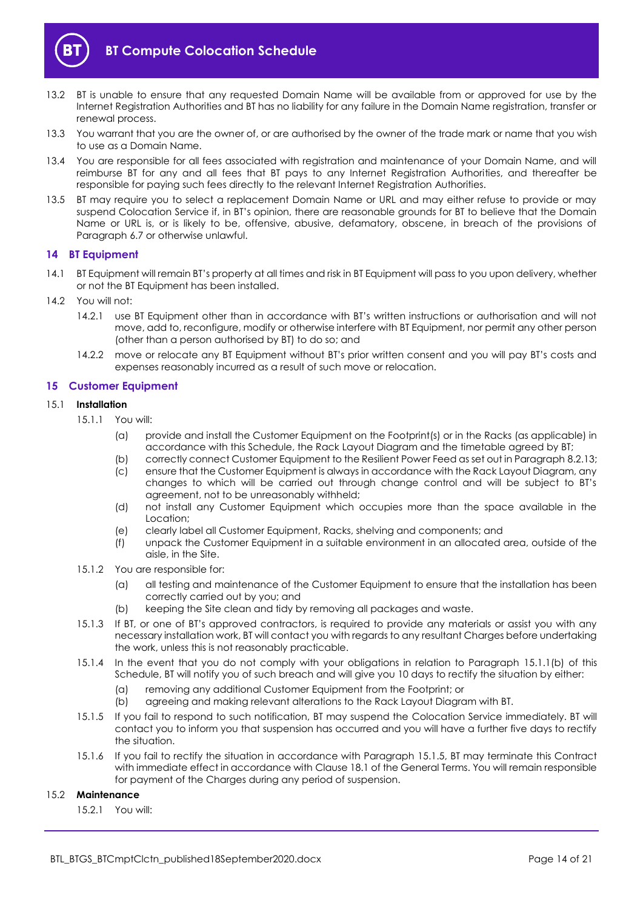13.2 BT is unable to ensure that any requested Domain Name will be available from or approved for use by the Internet Registration Authorities and BT has no liability for any failure in the Domain Name registration, transfer or renewal process.

13.3 You warrant that you are the owner of, or are authorised by the owner of the trade mark or name that you wish to use as a Domain Name.

13.4 You are responsible for all fees associated with registration and maintenance of your Domain Name, and will reimburse BT for any and all fees that BT pays to any Internet Registration Authorities, and thereafter be responsible for paying such fees directly to the relevant Internet Registration Authorities.

13.5 BT may require you to select a replacement Domain Name or URL and may either refuse to provide or may suspend Colocation Service if, in BT's opinion, there are reasonable grounds for BT to believe that the Domain Name or URL is, or is likely to be, offensive, abusive, defamatory, obscene, in breach of the provisions of Paragraph 6.7 or otherwise unlawful.

## 14 BT Equipment

14.1 BT Equipment will remain BT's property at all times and risk in BT Equipment will pass to you upon delivery, whether or not the BT Equipment has been installed.

14.2 You will not:

14.2.1 use BT Equipment other than in accordance with BT's written instructions or authorisation and will not move, add to, reconfigure, modify or otherwise interfere with BT Equipment, nor permit any other person (other than a person authorised by BT) to do so; and

14.2.2 move or relocate any BT Equipment without BT's prior written consent and you will pay BT's costs and expenses reasonably incurred as a result of such move or relocation.

## 15 Customer Equipment

15.1 **Installation**

15.1.1 You will:

(a) provide and install the Customer Equipment on the Footprint(s) or in the Racks (as applicable) in accordance with this Schedule, the Rack Layout Diagram and the timetable agreed by BT;

(b) correctly connect Customer Equipment to the Resilient Power Feed as set out in Paragraph 8.2.13;

(c) ensure that the Customer Equipment is always in accordance with the Rack Layout Diagram, any changes to which will be carried out through change control and will be subject to BT's agreement, not to be unreasonably withheld;

(d) not install any Customer Equipment which occupies more than the space available in the Location;

(e) clearly label all Customer Equipment, Racks, shelving and components; and

(f) unpack the Customer Equipment in a suitable environment in an allocated area, outside of the aisle, in the Site.

15.1.2 You are responsible for:

(a) all testing and maintenance of the Customer Equipment to ensure that the installation has been correctly carried out by you; and

(b) keeping the Site clean and tidy by removing all packages and waste.

15.1.3 If BT, or one of BT's approved contractors, is required to provide any materials or assist you with any necessary installation work, BT will contact you with regards to any resultant Charges before undertaking the work, unless this is not reasonably practicable.

15.1.4 In the event that you do not comply with your obligations in relation to Paragraph 15.1.1(b) of this Schedule, BT will notify you of such breach and will give you 10 days to rectify the situation by either:

(a) removing any additional Customer Equipment from the Footprint; or

(b) agreeing and making relevant alterations to the Rack Layout Diagram with BT.

15.1.5 If you fail to respond to such notification, BT may suspend the Colocation Service immediately. BT will contact you to inform you that suspension has occurred and you will have a further five days to rectify the situation.

15.1.6 If you fail to rectify the situation in accordance with Paragraph 15.1.5, BT may terminate this Contract with immediate effect in accordance with Clause 18.1 of the General Terms. You will remain responsible for payment of the Charges during any period of suspension.

15.2 **Maintenance**

15.2.1 You will: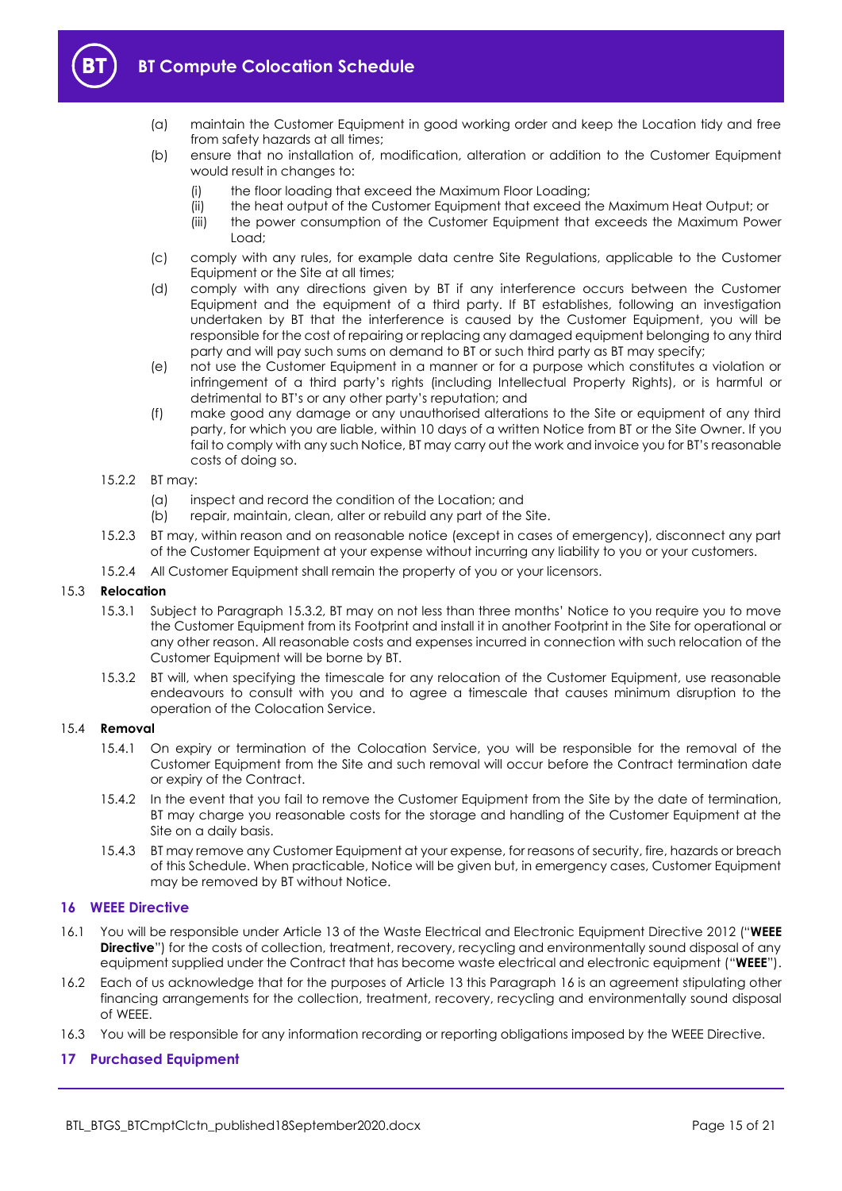(a) maintain the Customer Equipment in good working order and keep the Location tidy and free from safety hazards at all times;

(b) ensure that no installation of, modification, alteration or addition to the Customer Equipment would result in changes to:

   (i) the floor loading that exceed the Maximum Floor Loading;

   (ii) the heat output of the Customer Equipment that exceed the Maximum Heat Output; or

   (iii) the power consumption of the Customer Equipment that exceeds the Maximum Power Load;

(c) comply with any rules, for example data centre Site Regulations, applicable to the Customer Equipment or the Site at all times;

(d) comply with any directions given by BT if any interference occurs between the Customer Equipment and the equipment of a third party. If BT establishes, following an investigation undertaken by BT that the interference is caused by the Customer Equipment, you will be responsible for the cost of repairing or replacing any damaged equipment belonging to any third party and will pay such sums on demand to BT or such third party as BT may specify;

(e) not use the Customer Equipment in a manner or for a purpose which constitutes a violation or infringement of a third party's rights (including Intellectual Property Rights), or is harmful or detrimental to BT's or any other party's reputation; and

(f) make good any damage or any unauthorised alterations to the Site or equipment of any third party, for which you are liable, within 10 days of a written Notice from BT or the Site Owner. If you fail to comply with any such Notice, BT may carry out the work and invoice you for BT's reasonable costs of doing so.

15.2.2 BT may:

(a) inspect and record the condition of the Location; and

(b) repair, maintain, clean, alter or rebuild any part of the Site.

15.2.3 BT may, within reason and on reasonable notice (except in cases of emergency), disconnect any part of the Customer Equipment at your expense without incurring any liability to you or your customers.

15.2.4 All Customer Equipment shall remain the property of you or your licensors.

### 15.3 Relocation

15.3.1 Subject to Paragraph 15.3.2, BT may on not less than three months' Notice to you require you to move the Customer Equipment from its Footprint and install it in another Footprint in the Site for operational or any other reason. All reasonable costs and expenses incurred in connection with such relocation of the Customer Equipment will be borne by BT.

15.3.2 BT will, when specifying the timescale for any relocation of the Customer Equipment, use reasonable endeavours to consult with you and to agree a timescale that causes minimum disruption to the operation of the Colocation Service.

### 15.4 Removal

15.4.1 On expiry or termination of the Colocation Service, you will be responsible for the removal of the Customer Equipment from the Site and such removal will occur before the Contract termination date or expiry of the Contract.

15.4.2 In the event that you fail to remove the Customer Equipment from the Site by the date of termination, BT may charge you reasonable costs for the storage and handling of the Customer Equipment at the Site on a daily basis.

15.4.3 BT may remove any Customer Equipment at your expense, for reasons of security, fire, hazards or breach of this Schedule. When practicable, Notice will be given but, in emergency cases, Customer Equipment may be removed by BT without Notice.

## 16 WEEE Directive

16.1 You will be responsible under Article 13 of the Waste Electrical and Electronic Equipment Directive 2012 ("**WEEE Directive**") for the costs of collection, treatment, recovery, recycling and environmentally sound disposal of any equipment supplied under the Contract that has become waste electrical and electronic equipment ("**WEEE**").

16.2 Each of us acknowledge that for the purposes of Article 13 this Paragraph 16 is an agreement stipulating other financing arrangements for the collection, treatment, recovery, recycling and environmentally sound disposal of WEEE.

16.3 You will be responsible for any information recording or reporting obligations imposed by the WEEE Directive.

## 17 Purchased Equipment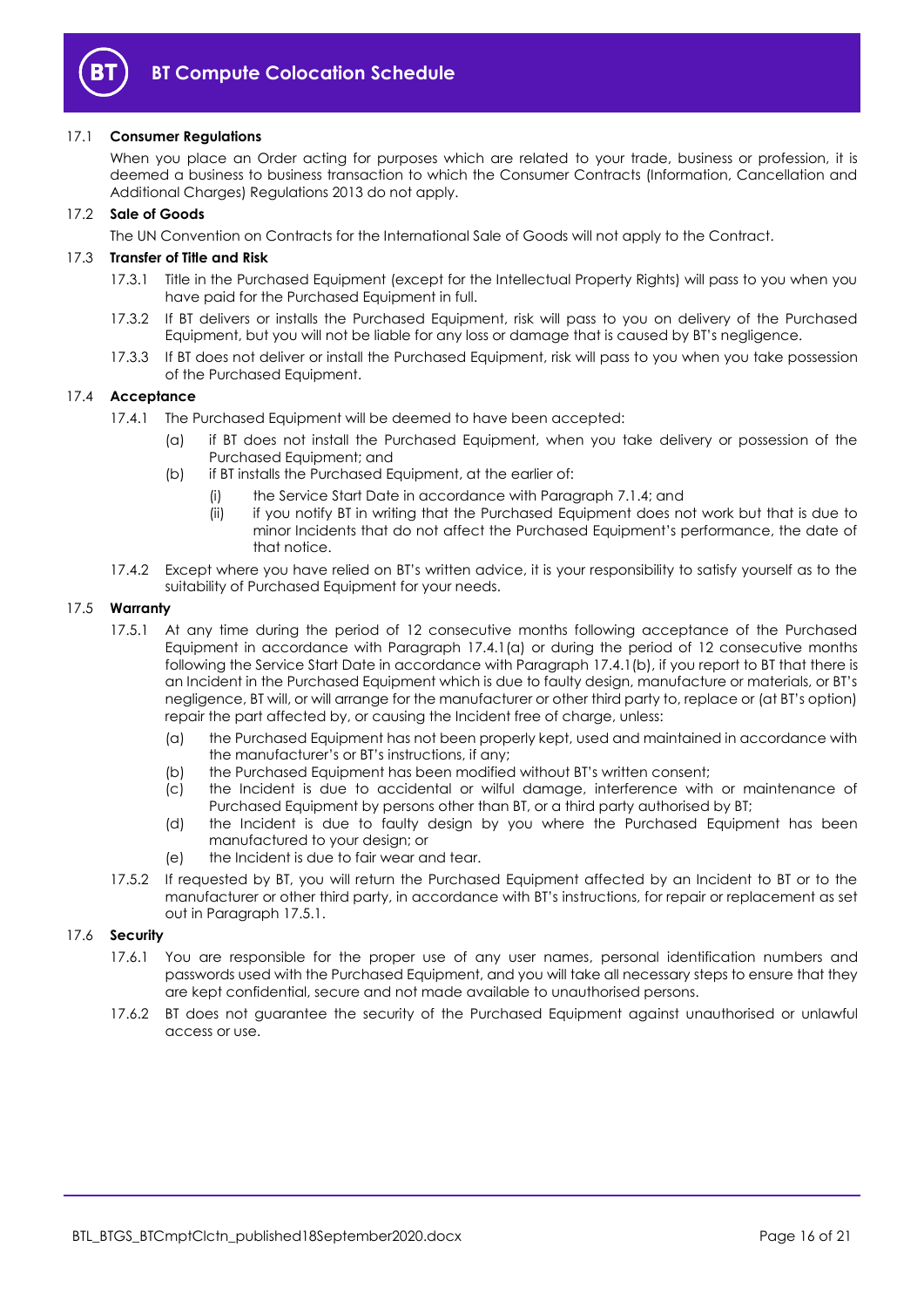### 17.1 **Consumer Regulations**

When you place an Order acting for purposes which are related to your trade, business or profession, it is deemed a business to business transaction to which the Consumer Contracts (Information, Cancellation and Additional Charges) Regulations 2013 do not apply.

### 17.2 **Sale of Goods**

The UN Convention on Contracts for the International Sale of Goods will not apply to the Contract.

### 17.3 **Transfer of Title and Risk**

17.3.1 Title in the Purchased Equipment (except for the Intellectual Property Rights) will pass to you when you have paid for the Purchased Equipment in full.

17.3.2 If BT delivers or installs the Purchased Equipment, risk will pass to you on delivery of the Purchased Equipment, but you will not be liable for any loss or damage that is caused by BT's negligence.

17.3.3 If BT does not deliver or install the Purchased Equipment, risk will pass to you when you take possession of the Purchased Equipment.

### 17.4 **Acceptance**

17.4.1 The Purchased Equipment will be deemed to have been accepted:

- (a) if BT does not install the Purchased Equipment, when you take delivery or possession of the Purchased Equipment; and
- (b) if BT installs the Purchased Equipment, at the earlier of:
  - (i) the Service Start Date in accordance with Paragraph 7.1.4; and
  - (ii) if you notify BT in writing that the Purchased Equipment does not work but that is due to minor Incidents that do not affect the Purchased Equipment's performance, the date of that notice.

17.4.2 Except where you have relied on BT's written advice, it is your responsibility to satisfy yourself as to the suitability of Purchased Equipment for your needs.

### 17.5 **Warranty**

17.5.1 At any time during the period of 12 consecutive months following acceptance of the Purchased Equipment in accordance with Paragraph 17.4.1(a) or during the period of 12 consecutive months following the Service Start Date in accordance with Paragraph 17.4.1(b), if you report to BT that there is an Incident in the Purchased Equipment which is due to faulty design, manufacture or materials, or BT's negligence, BT will, or will arrange for the manufacturer or other third party to, replace or (at BT's option) repair the part affected by, or causing the Incident free of charge, unless:

- (a) the Purchased Equipment has not been properly kept, used and maintained in accordance with the manufacturer's or BT's instructions, if any;
- (b) the Purchased Equipment has been modified without BT's written consent;
- (c) the Incident is due to accidental or wilful damage, interference with or maintenance of Purchased Equipment by persons other than BT, or a third party authorised by BT;
- (d) the Incident is due to faulty design by you where the Purchased Equipment has been manufactured to your design; or
- (e) the Incident is due to fair wear and tear.

17.5.2 If requested by BT, you will return the Purchased Equipment affected by an Incident to BT or to the manufacturer or other third party, in accordance with BT's instructions, for repair or replacement as set out in Paragraph 17.5.1.

### 17.6 **Security**

17.6.1 You are responsible for the proper use of any user names, personal identification numbers and passwords used with the Purchased Equipment, and you will take all necessary steps to ensure that they are kept confidential, secure and not made available to unauthorised persons.

17.6.2 BT does not guarantee the security of the Purchased Equipment against unauthorised or unlawful access or use.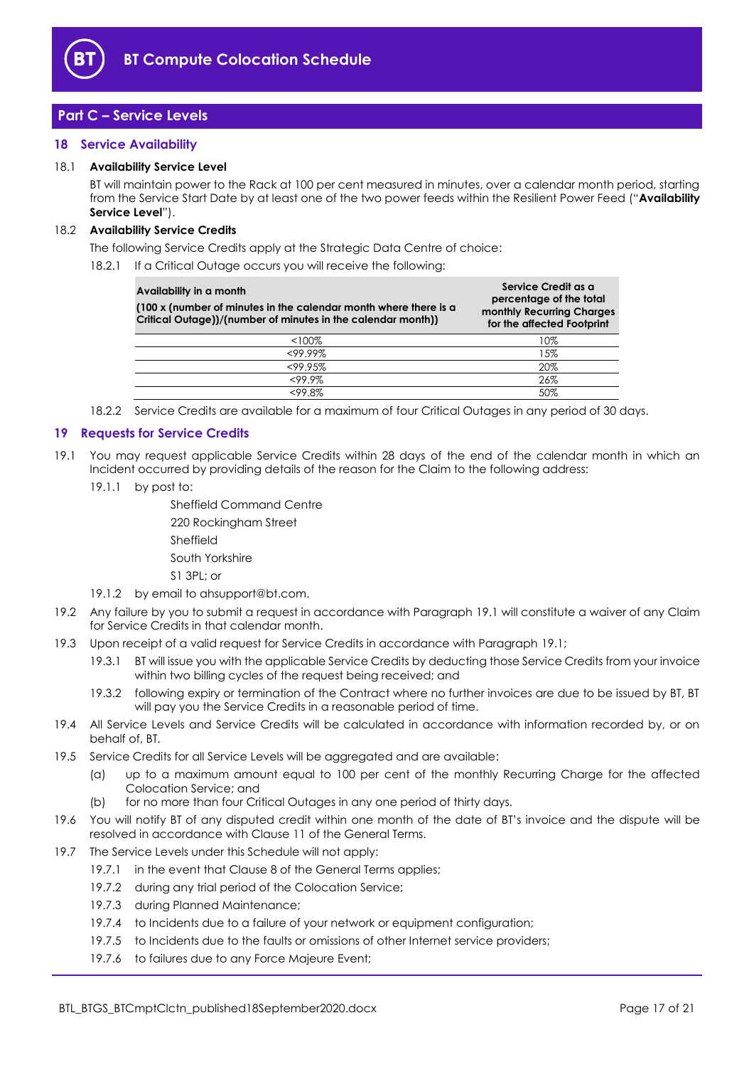## Part C – Service Levels

### 18 Service Availability

18.1 **Availability Service Level**

BT will maintain power to the Rack at 100 per cent measured in minutes, over a calendar month period, starting from the Service Start Date by at least one of the two power feeds within the Resilient Power Feed ("**Availability Service Level**").

18.2 **Availability Service Credits**

The following Service Credits apply at the Strategic Data Centre of choice:

18.2.1 If a Critical Outage occurs you will receive the following:

| **Availability in a month** **(100 x (number of minutes in the calendar month where there is a Critical Outage))/(number of minutes in the calendar month))** | **Service Credit as a percentage of the total monthly Recurring Charges for the affected Footprint** |
|---|---|
| <100% | 10% |
| <99.99% | 15% |
| <99.95% | 20% |
| <99.9% | 26% |
| <99.8% | 50% |

18.2.2 Service Credits are available for a maximum of four Critical Outages in any period of 30 days.

### 19 Requests for Service Credits

19.1 You may request applicable Service Credits within 28 days of the end of the calendar month in which an Incident occurred by providing details of the reason for the Claim to the following address:

19.1.1 by post to:

Sheffield Command Centre
220 Rockingham Street
Sheffield
South Yorkshire
S1 3PL; or

19.1.2 by email to ahsupport@bt.com.

19.2 Any failure by you to submit a request in accordance with Paragraph 19.1 will constitute a waiver of any Claim for Service Credits in that calendar month.

19.3 Upon receipt of a valid request for Service Credits in accordance with Paragraph 19.1;

19.3.1 BT will issue you with the applicable Service Credits by deducting those Service Credits from your invoice within two billing cycles of the request being received; and

19.3.2 following expiry or termination of the Contract where no further invoices are due to be issued by BT, BT will pay you the Service Credits in a reasonable period of time.

19.4 All Service Levels and Service Credits will be calculated in accordance with information recorded by, or on behalf of, BT.

19.5 Service Credits for all Service Levels will be aggregated and are available:

(a) up to a maximum amount equal to 100 per cent of the monthly Recurring Charge for the affected Colocation Service; and

(b) for no more than four Critical Outages in any one period of thirty days.

19.6 You will notify BT of any disputed credit within one month of the date of BT's invoice and the dispute will be resolved in accordance with Clause 11 of the General Terms.

19.7 The Service Levels under this Schedule will not apply:

19.7.1 in the event that Clause 8 of the General Terms applies;

19.7.2 during any trial period of the Colocation Service;

19.7.3 during Planned Maintenance;

19.7.4 to Incidents due to a failure of your network or equipment configuration;

19.7.5 to Incidents due to the faults or omissions of other Internet service providers;

19.7.6 to failures due to any Force Majeure Event;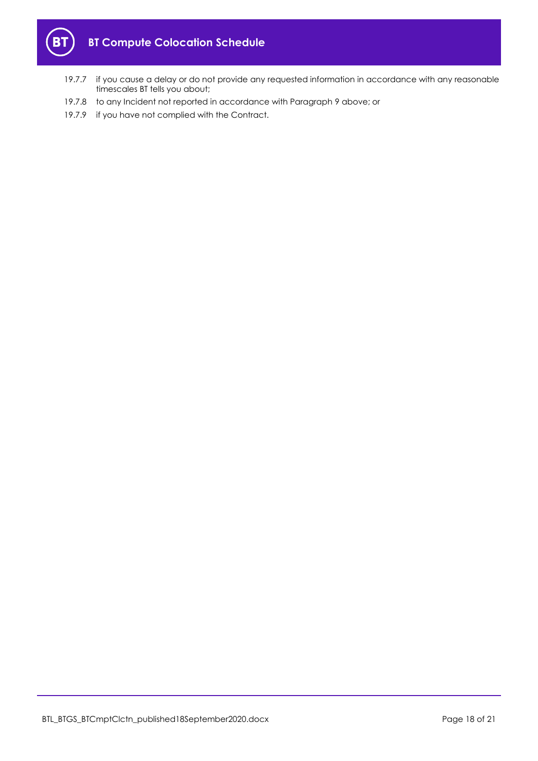19.7.7 if you cause a delay or do not provide any requested information in accordance with any reasonable timescales BT tells you about;

19.7.8 to any Incident not reported in accordance with Paragraph 9 above; or

19.7.9 if you have not complied with the Contract.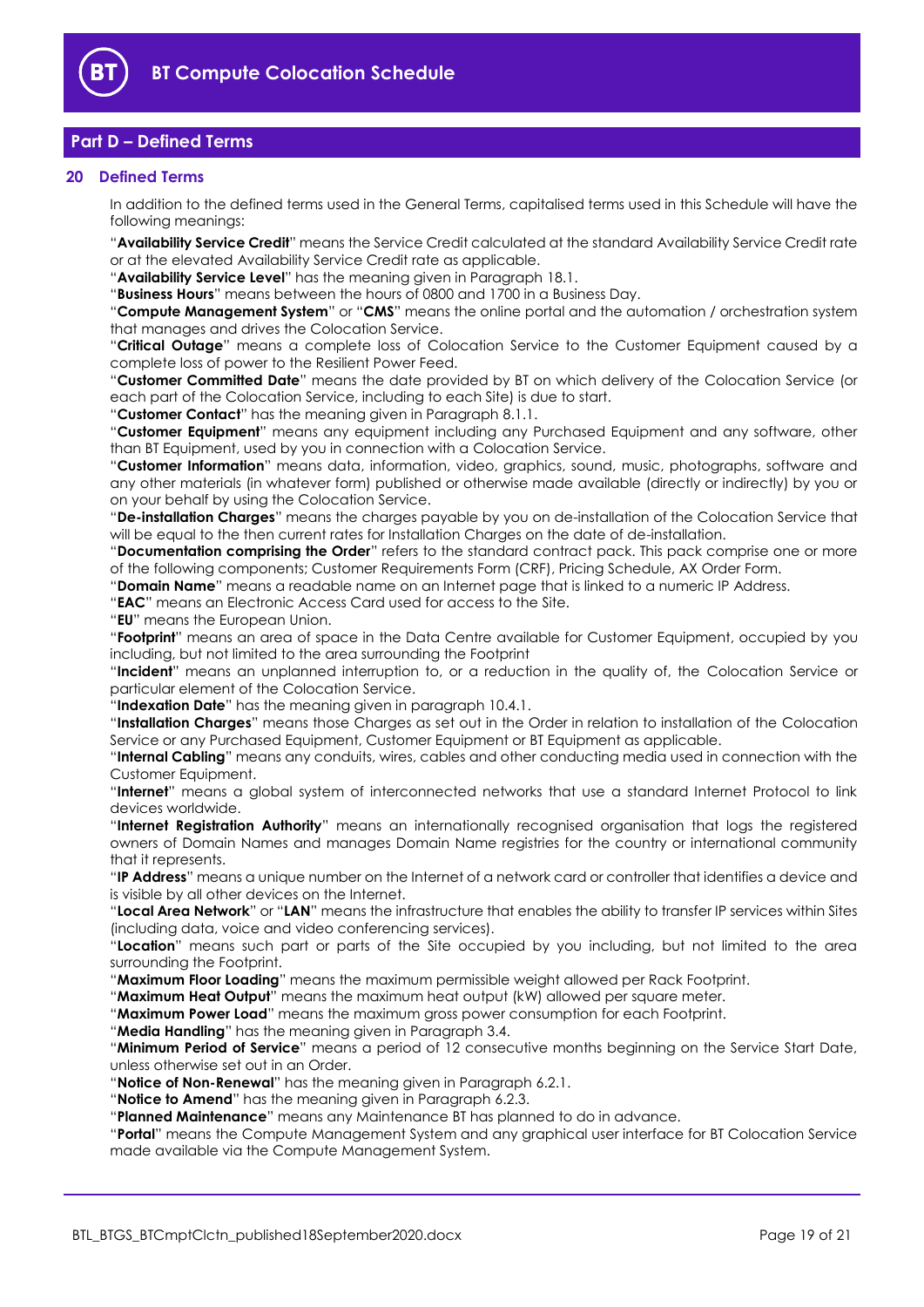## Part D – Defined Terms

### 20 Defined Terms

In addition to the defined terms used in the General Terms, capitalised terms used in this Schedule will have the following meanings:

"**Availability Service Credit**" means the Service Credit calculated at the standard Availability Service Credit rate or at the elevated Availability Service Credit rate as applicable.

"**Availability Service Level**" has the meaning given in Paragraph 18.1.

"**Business Hours**" means between the hours of 0800 and 1700 in a Business Day.

"**Compute Management System**" or "**CMS**" means the online portal and the automation / orchestration system that manages and drives the Colocation Service.

"**Critical Outage**" means a complete loss of Colocation Service to the Customer Equipment caused by a complete loss of power to the Resilient Power Feed.

"**Customer Committed Date**" means the date provided by BT on which delivery of the Colocation Service (or each part of the Colocation Service, including to each Site) is due to start.

"**Customer Contact**" has the meaning given in Paragraph 8.1.1.

"**Customer Equipment**" means any equipment including any Purchased Equipment and any software, other than BT Equipment, used by you in connection with a Colocation Service.

"**Customer Information**" means data, information, video, graphics, sound, music, photographs, software and any other materials (in whatever form) published or otherwise made available (directly or indirectly) by you or on your behalf by using the Colocation Service.

"**De-installation Charges**" means the charges payable by you on de-installation of the Colocation Service that will be equal to the then current rates for Installation Charges on the date of de-installation.

"**Documentation comprising the Order**" refers to the standard contract pack. This pack comprise one or more of the following components; Customer Requirements Form (CRF), Pricing Schedule, AX Order Form.

"**Domain Name**" means a readable name on an Internet page that is linked to a numeric IP Address.

"**EAC**" means an Electronic Access Card used for access to the Site.

"**EU**" means the European Union.

"**Footprint**" means an area of space in the Data Centre available for Customer Equipment, occupied by you including, but not limited to the area surrounding the Footprint

"**Incident**" means an unplanned interruption to, or a reduction in the quality of, the Colocation Service or particular element of the Colocation Service.

"**Indexation Date**" has the meaning given in paragraph 10.4.1.

"**Installation Charges**" means those Charges as set out in the Order in relation to installation of the Colocation Service or any Purchased Equipment, Customer Equipment or BT Equipment as applicable.

"**Internal Cabling**" means any conduits, wires, cables and other conducting media used in connection with the Customer Equipment.

"**Internet**" means a global system of interconnected networks that use a standard Internet Protocol to link devices worldwide.

"**Internet Registration Authority**" means an internationally recognised organisation that logs the registered owners of Domain Names and manages Domain Name registries for the country or international community that it represents.

"**IP Address**" means a unique number on the Internet of a network card or controller that identifies a device and is visible by all other devices on the Internet.

"**Local Area Network**" or "**LAN**" means the infrastructure that enables the ability to transfer IP services within Sites (including data, voice and video conferencing services).

"**Location**" means such part or parts of the Site occupied by you including, but not limited to the area surrounding the Footprint.

"**Maximum Floor Loading**" means the maximum permissible weight allowed per Rack Footprint.

"**Maximum Heat Output**" means the maximum heat output (kW) allowed per square meter.

"**Maximum Power Load**" means the maximum gross power consumption for each Footprint.

"**Media Handling**" has the meaning given in Paragraph 3.4.

"**Minimum Period of Service**" means a period of 12 consecutive months beginning on the Service Start Date, unless otherwise set out in an Order.

"**Notice of Non-Renewal**" has the meaning given in Paragraph 6.2.1.

"**Notice to Amend**" has the meaning given in Paragraph 6.2.3.

"**Planned Maintenance**" means any Maintenance BT has planned to do in advance.

"**Portal**" means the Compute Management System and any graphical user interface for BT Colocation Service made available via the Compute Management System.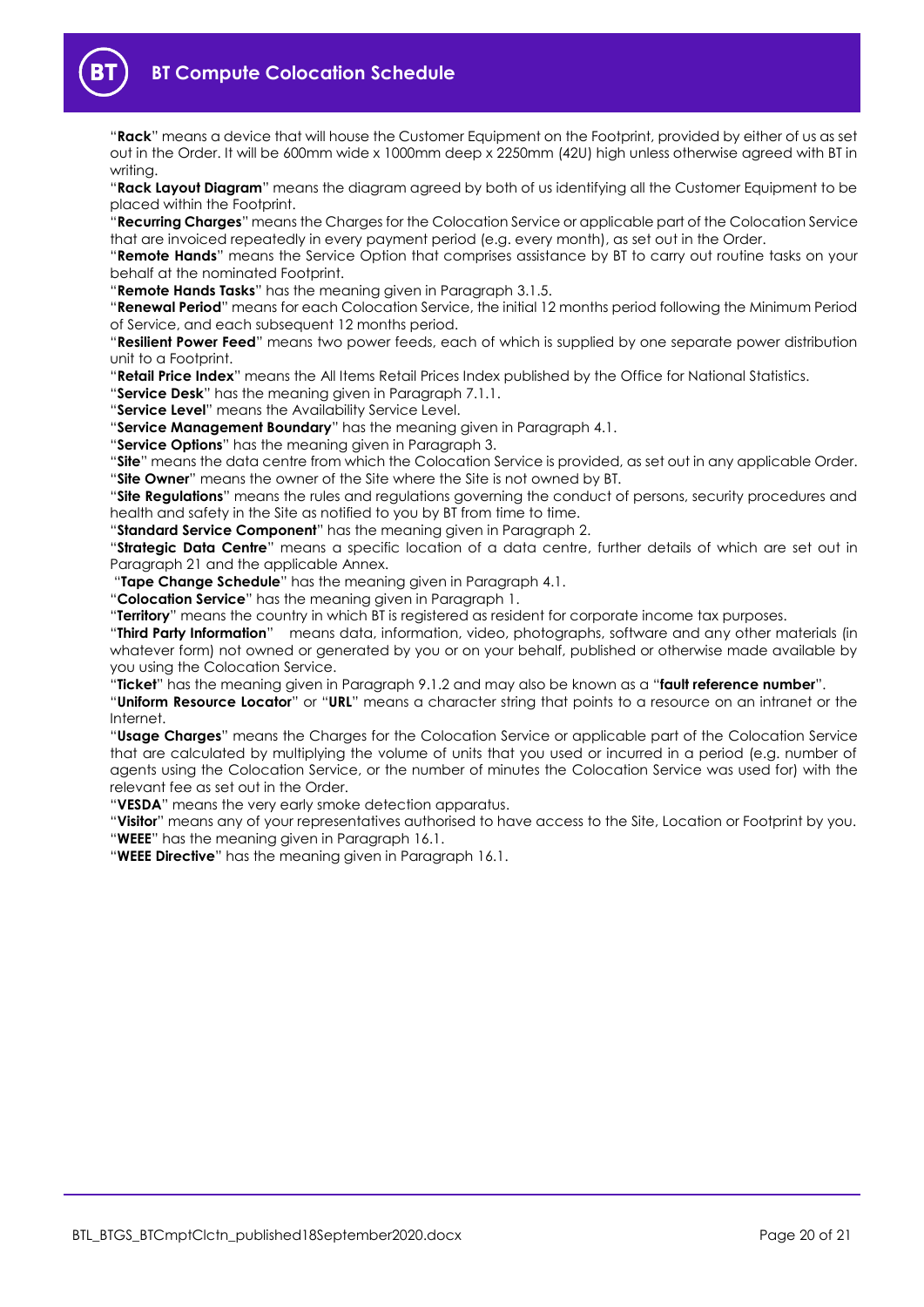"**Rack**" means a device that will house the Customer Equipment on the Footprint, provided by either of us as set out in the Order. It will be 600mm wide x 1000mm deep x 2250mm (42U) high unless otherwise agreed with BT in writing.

"**Rack Layout Diagram**" means the diagram agreed by both of us identifying all the Customer Equipment to be placed within the Footprint.

"**Recurring Charges**" means the Charges for the Colocation Service or applicable part of the Colocation Service that are invoiced repeatedly in every payment period (e.g. every month), as set out in the Order.

"**Remote Hands**" means the Service Option that comprises assistance by BT to carry out routine tasks on your behalf at the nominated Footprint.

"**Remote Hands Tasks**" has the meaning given in Paragraph 3.1.5.

"**Renewal Period**" means for each Colocation Service, the initial 12 months period following the Minimum Period of Service, and each subsequent 12 months period.

"**Resilient Power Feed**" means two power feeds, each of which is supplied by one separate power distribution unit to a Footprint.

"**Retail Price Index**" means the All Items Retail Prices Index published by the Office for National Statistics.

"**Service Desk**" has the meaning given in Paragraph 7.1.1.

"**Service Level**" means the Availability Service Level.

"**Service Management Boundary**" has the meaning given in Paragraph 4.1.

"**Service Options**" has the meaning given in Paragraph 3.

"**Site**" means the data centre from which the Colocation Service is provided, as set out in any applicable Order.

"**Site Owner**" means the owner of the Site where the Site is not owned by BT.

"**Site Regulations**" means the rules and regulations governing the conduct of persons, security procedures and health and safety in the Site as notified to you by BT from time to time.

"**Standard Service Component**" has the meaning given in Paragraph 2.

"**Strategic Data Centre**" means a specific location of a data centre, further details of which are set out in Paragraph 21 and the applicable Annex.

"**Tape Change Schedule**" has the meaning given in Paragraph 4.1.

"**Colocation Service**" has the meaning given in Paragraph 1.

"**Territory**" means the country in which BT is registered as resident for corporate income tax purposes.

"**Third Party Information**" means data, information, video, photographs, software and any other materials (in whatever form) not owned or generated by you or on your behalf, published or otherwise made available by you using the Colocation Service.

"**Ticket**" has the meaning given in Paragraph 9.1.2 and may also be known as a "**fault reference number**".

"**Uniform Resource Locator**" or "**URL**" means a character string that points to a resource on an intranet or the Internet.

"**Usage Charges**" means the Charges for the Colocation Service or applicable part of the Colocation Service that are calculated by multiplying the volume of units that you used or incurred in a period (e.g. number of agents using the Colocation Service, or the number of minutes the Colocation Service was used for) with the relevant fee as set out in the Order.

"**VESDA**" means the very early smoke detection apparatus.

"**Visitor**" means any of your representatives authorised to have access to the Site, Location or Footprint by you.

"**WEEE**" has the meaning given in Paragraph 16.1.

"**WEEE Directive**" has the meaning given in Paragraph 16.1.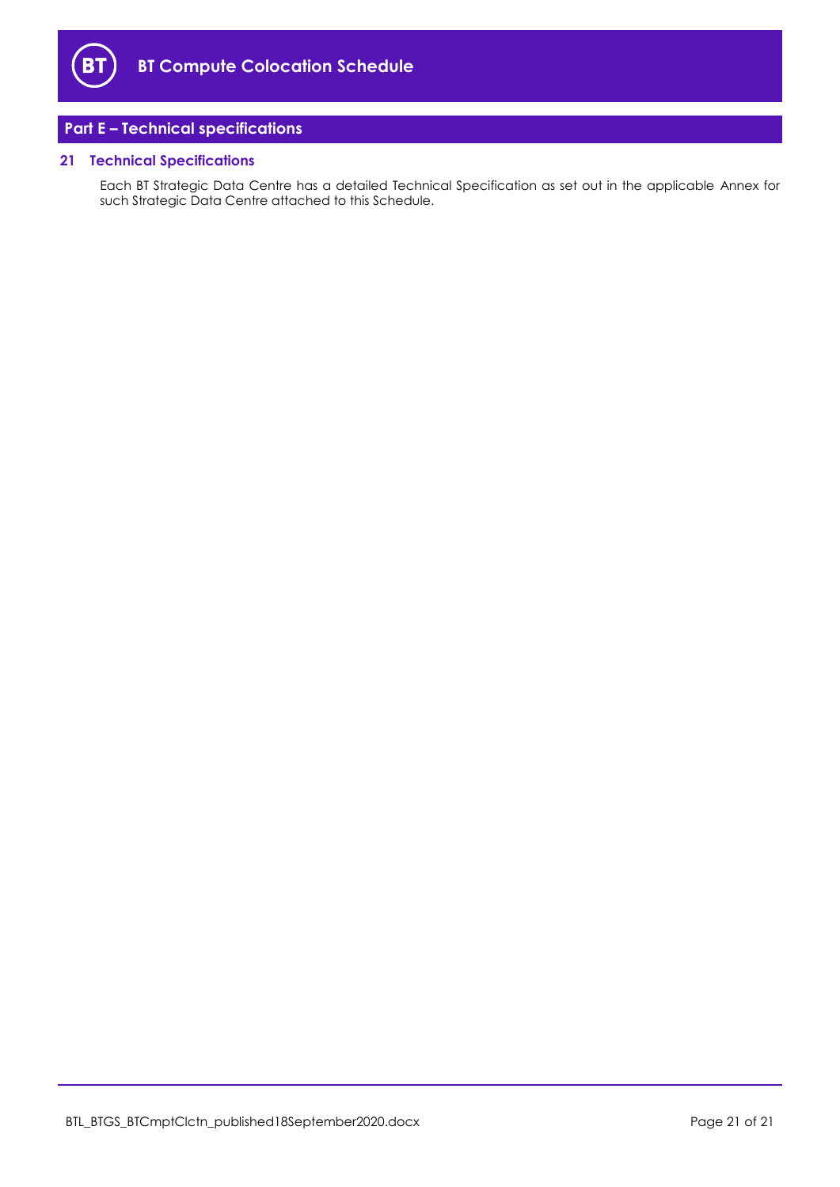## Part E – Technical specifications

### 21 Technical Specifications

Each BT Strategic Data Centre has a detailed Technical Specification as set out in the applicable Annex for such Strategic Data Centre attached to this Schedule.